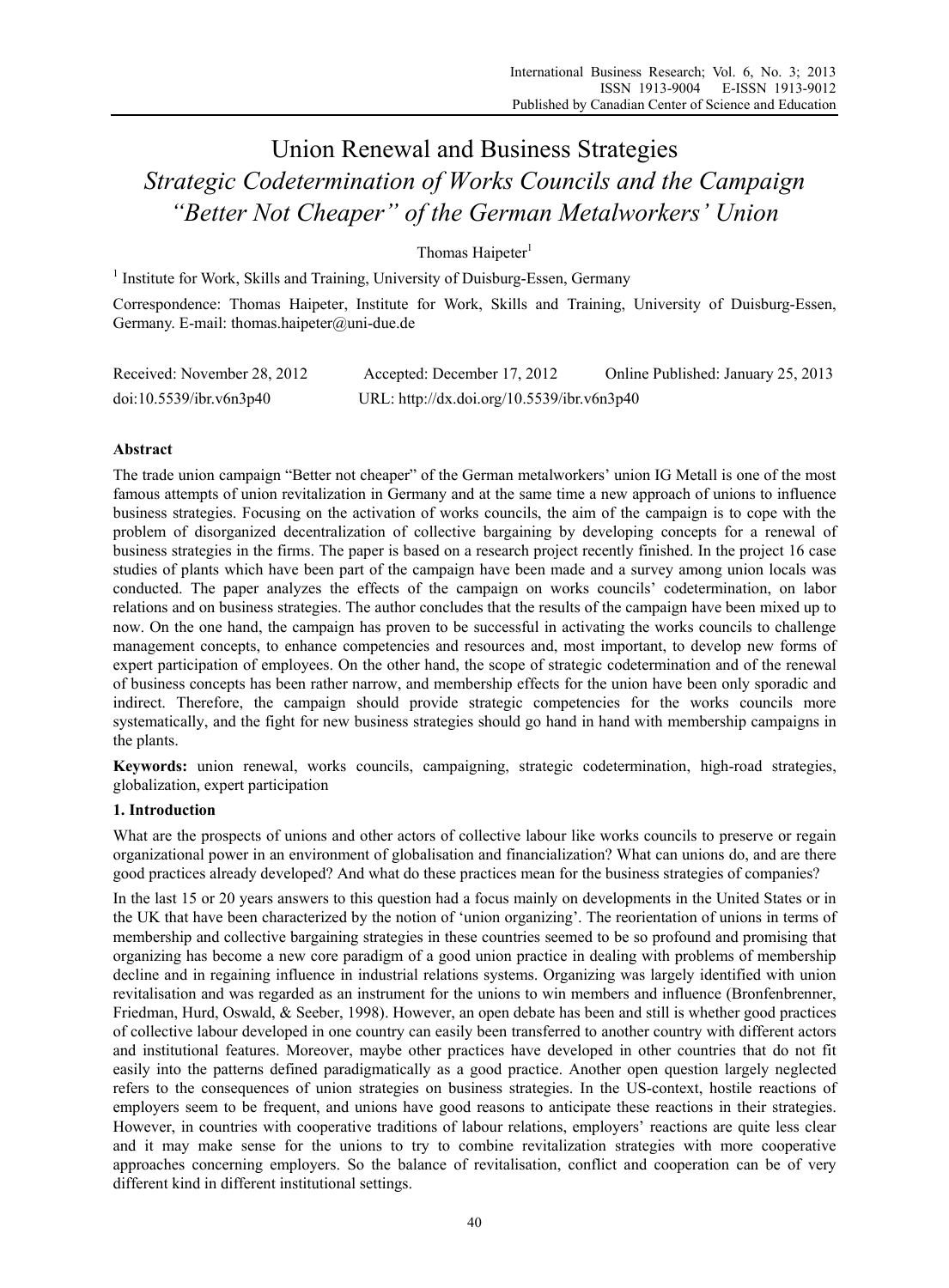# Union Renewal and Business Strategies
## *Strategic Codetermination of Works Councils and the Campaign "Better Not Cheaper" of the German Metalworkers' Union*

Thomas Haipeter[1]

[1] Institute for Work, Skills and Training, University of Duisburg-Essen, Germany

Correspondence: Thomas Haipeter, Institute for Work, Skills and Training, University of Duisburg-Essen, Germany. E-mail: thomas.haipeter@uni-due.de

Received: November 28, 2012 Accepted: December 17, 2012 Online Published: January 25, 2013

doi:10.5539/ibr.v6n3p40 URL: http://dx.doi.org/10.5539/ibr.v6n3p40

**Abstract**

The trade union campaign "Better not cheaper" of the German metalworkers' union IG Metall is one of the most famous attempts of union revitalization in Germany and at the same time a new approach of unions to influence business strategies. Focusing on the activation of works councils, the aim of the campaign is to cope with the problem of disorganized decentralization of collective bargaining by developing concepts for a renewal of business strategies in the firms. The paper is based on a research project recently finished. In the project 16 case studies of plants which have been part of the campaign have been made and a survey among union locals was conducted. The paper analyzes the effects of the campaign on works councils' codetermination, on labor relations and on business strategies. The author concludes that the results of the campaign have been mixed up to now. On the one hand, the campaign has proven to be successful in activating the works councils to challenge management concepts, to enhance competencies and resources and, most important, to develop new forms of expert participation of employees. On the other hand, the scope of strategic codetermination and of the renewal of business concepts has been rather narrow, and membership effects for the union have been only sporadic and indirect. Therefore, the campaign should provide strategic competencies for the works councils more systematically, and the fight for new business strategies should go hand in hand with membership campaigns in the plants.

**Keywords:** union renewal, works councils, campaigning, strategic codetermination, high-road strategies, globalization, expert participation

### 1. Introduction

What are the prospects of unions and other actors of collective labour like works councils to preserve or regain organizational power in an environment of globalisation and financialization? What can unions do, and are there good practices already developed? And what do these practices mean for the business strategies of companies?

In the last 15 or 20 years answers to this question had a focus mainly on developments in the United States or in the UK that have been characterized by the notion of 'union organizing'. The reorientation of unions in terms of membership and collective bargaining strategies in these countries seemed to be so profound and promising that organizing has become a new core paradigm of a good union practice in dealing with problems of membership decline and in regaining influence in industrial relations systems. Organizing was largely identified with union revitalisation and was regarded as an instrument for the unions to win members and influence (Bronfenbrenner, Friedman, Hurd, Oswald, & Seeber, 1998). However, an open debate has been and still is whether good practices of collective labour developed in one country can easily been transferred to another country with different actors and institutional features. Moreover, maybe other practices have developed in other countries that do not fit easily into the patterns defined paradigmatically as a good practice. Another open question largely neglected refers to the consequences of union strategies on business strategies. In the US-context, hostile reactions of employers seem to be frequent, and unions have good reasons to anticipate these reactions in their strategies. However, in countries with cooperative traditions of labour relations, employers' reactions are quite less clear and it may make sense for the unions to try to combine revitalization strategies with more cooperative approaches concerning employers. So the balance of revitalisation, conflict and cooperation can be of very different kind in different institutional settings.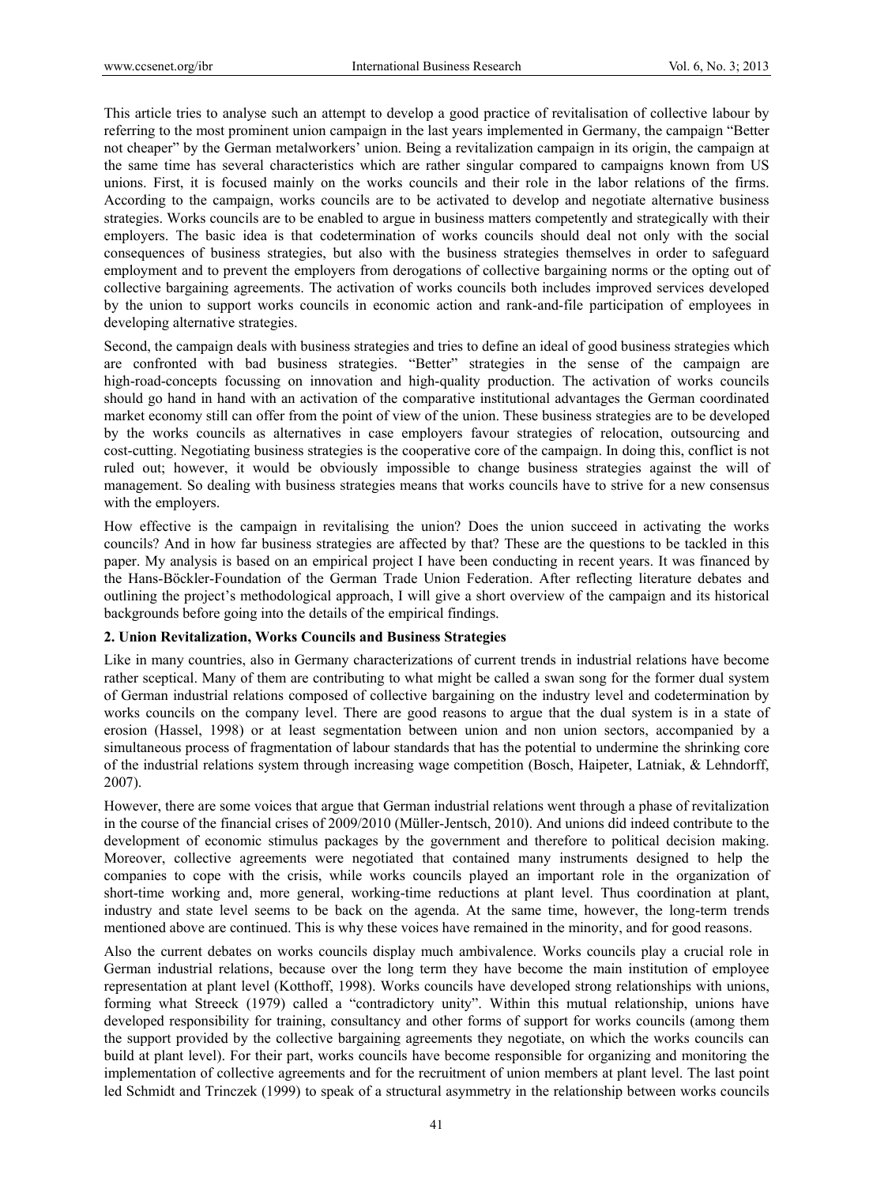This article tries to analyse such an attempt to develop a good practice of revitalisation of collective labour by referring to the most prominent union campaign in the last years implemented in Germany, the campaign "Better not cheaper" by the German metalworkers' union. Being a revitalization campaign in its origin, the campaign at the same time has several characteristics which are rather singular compared to campaigns known from US unions. First, it is focused mainly on the works councils and their role in the labor relations of the firms. According to the campaign, works councils are to be activated to develop and negotiate alternative business strategies. Works councils are to be enabled to argue in business matters competently and strategically with their employers. The basic idea is that codetermination of works councils should deal not only with the social consequences of business strategies, but also with the business strategies themselves in order to safeguard employment and to prevent the employers from derogations of collective bargaining norms or the opting out of collective bargaining agreements. The activation of works councils both includes improved services developed by the union to support works councils in economic action and rank-and-file participation of employees in developing alternative strategies.

Second, the campaign deals with business strategies and tries to define an ideal of good business strategies which are confronted with bad business strategies. "Better" strategies in the sense of the campaign are high-road-concepts focussing on innovation and high-quality production. The activation of works councils should go hand in hand with an activation of the comparative institutional advantages the German coordinated market economy still can offer from the point of view of the union. These business strategies are to be developed by the works councils as alternatives in case employers favour strategies of relocation, outsourcing and cost-cutting. Negotiating business strategies is the cooperative core of the campaign. In doing this, conflict is not ruled out; however, it would be obviously impossible to change business strategies against the will of management. So dealing with business strategies means that works councils have to strive for a new consensus with the employers.

How effective is the campaign in revitalising the union? Does the union succeed in activating the works councils? And in how far business strategies are affected by that? These are the questions to be tackled in this paper. My analysis is based on an empirical project I have been conducting in recent years. It was financed by the Hans-Böckler-Foundation of the German Trade Union Federation. After reflecting literature debates and outlining the project's methodological approach, I will give a short overview of the campaign and its historical backgrounds before going into the details of the empirical findings.

## 2. Union Revitalization, Works Councils and Business Strategies

Like in many countries, also in Germany characterizations of current trends in industrial relations have become rather sceptical. Many of them are contributing to what might be called a swan song for the former dual system of German industrial relations composed of collective bargaining on the industry level and codetermination by works councils on the company level. There are good reasons to argue that the dual system is in a state of erosion (Hassel, 1998) or at least segmentation between union and non union sectors, accompanied by a simultaneous process of fragmentation of labour standards that has the potential to undermine the shrinking core of the industrial relations system through increasing wage competition (Bosch, Haipeter, Latniak, & Lehndorff, 2007).

However, there are some voices that argue that German industrial relations went through a phase of revitalization in the course of the financial crises of 2009/2010 (Müller-Jentsch, 2010). And unions did indeed contribute to the development of economic stimulus packages by the government and therefore to political decision making. Moreover, collective agreements were negotiated that contained many instruments designed to help the companies to cope with the crisis, while works councils played an important role in the organization of short-time working and, more general, working-time reductions at plant level. Thus coordination at plant, industry and state level seems to be back on the agenda. At the same time, however, the long-term trends mentioned above are continued. This is why these voices have remained in the minority, and for good reasons.

Also the current debates on works councils display much ambivalence. Works councils play a crucial role in German industrial relations, because over the long term they have become the main institution of employee representation at plant level (Kotthoff, 1998). Works councils have developed strong relationships with unions, forming what Streeck (1979) called a "contradictory unity". Within this mutual relationship, unions have developed responsibility for training, consultancy and other forms of support for works councils (among them the support provided by the collective bargaining agreements they negotiate, on which the works councils can build at plant level). For their part, works councils have become responsible for organizing and monitoring the implementation of collective agreements and for the recruitment of union members at plant level. The last point led Schmidt and Trinczek (1999) to speak of a structural asymmetry in the relationship between works councils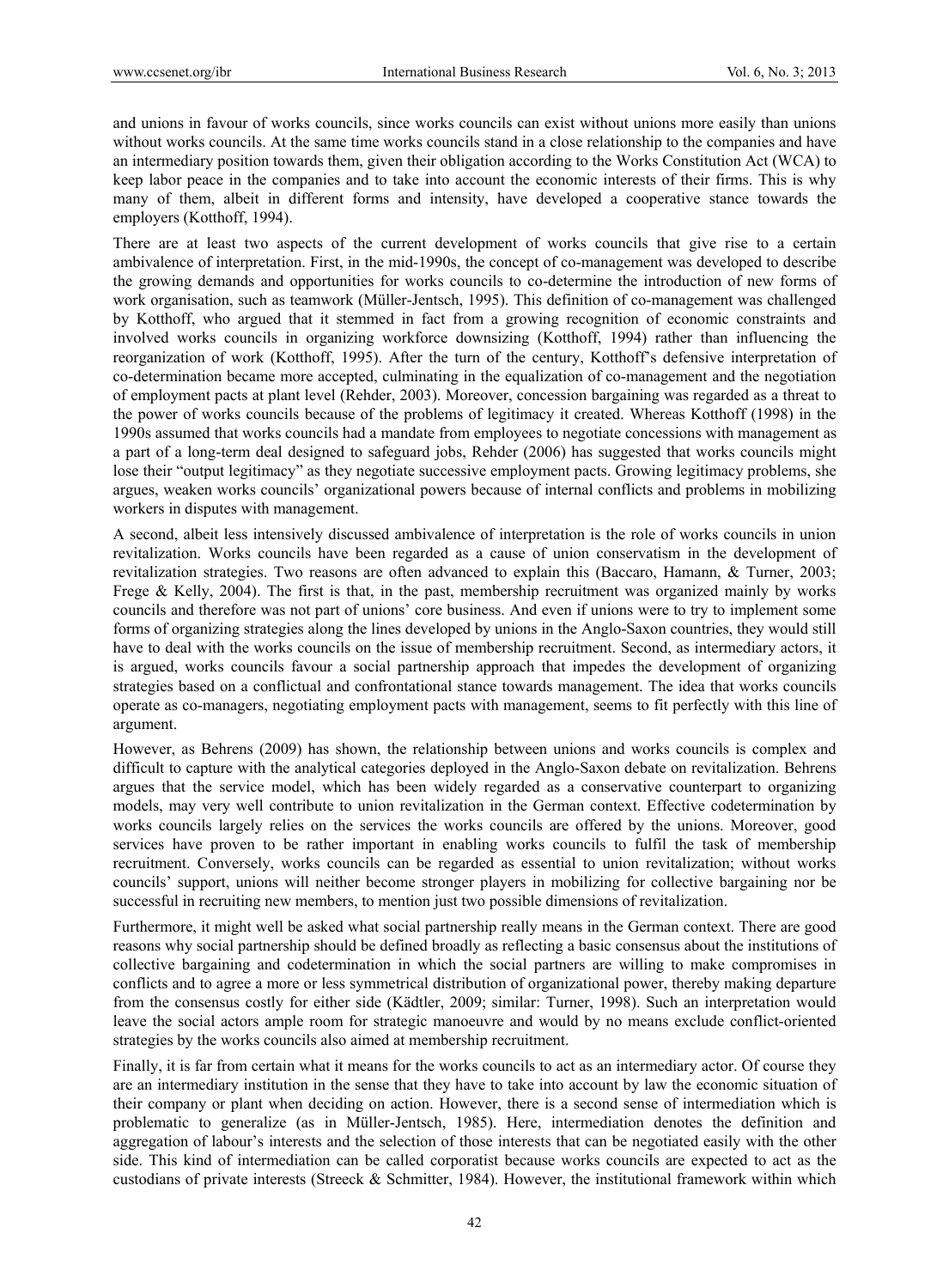and unions in favour of works councils, since works councils can exist without unions more easily than unions without works councils. At the same time works councils stand in a close relationship to the companies and have an intermediary position towards them, given their obligation according to the Works Constitution Act (WCA) to keep labor peace in the companies and to take into account the economic interests of their firms. This is why many of them, albeit in different forms and intensity, have developed a cooperative stance towards the employers (Kotthoff, 1994).

There are at least two aspects of the current development of works councils that give rise to a certain ambivalence of interpretation. First, in the mid-1990s, the concept of co-management was developed to describe the growing demands and opportunities for works councils to co-determine the introduction of new forms of work organisation, such as teamwork (Müller-Jentsch, 1995). This definition of co-management was challenged by Kotthoff, who argued that it stemmed in fact from a growing recognition of economic constraints and involved works councils in organizing workforce downsizing (Kotthoff, 1994) rather than influencing the reorganization of work (Kotthoff, 1995). After the turn of the century, Kotthoff's defensive interpretation of co-determination became more accepted, culminating in the equalization of co-management and the negotiation of employment pacts at plant level (Rehder, 2003). Moreover, concession bargaining was regarded as a threat to the power of works councils because of the problems of legitimacy it created. Whereas Kotthoff (1998) in the 1990s assumed that works councils had a mandate from employees to negotiate concessions with management as a part of a long-term deal designed to safeguard jobs, Rehder (2006) has suggested that works councils might lose their "output legitimacy" as they negotiate successive employment pacts. Growing legitimacy problems, she argues, weaken works councils' organizational powers because of internal conflicts and problems in mobilizing workers in disputes with management.

A second, albeit less intensively discussed ambivalence of interpretation is the role of works councils in union revitalization. Works councils have been regarded as a cause of union conservatism in the development of revitalization strategies. Two reasons are often advanced to explain this (Baccaro, Hamann, & Turner, 2003; Frege & Kelly, 2004). The first is that, in the past, membership recruitment was organized mainly by works councils and therefore was not part of unions' core business. And even if unions were to try to implement some forms of organizing strategies along the lines developed by unions in the Anglo-Saxon countries, they would still have to deal with the works councils on the issue of membership recruitment. Second, as intermediary actors, it is argued, works councils favour a social partnership approach that impedes the development of organizing strategies based on a conflictual and confrontational stance towards management. The idea that works councils operate as co-managers, negotiating employment pacts with management, seems to fit perfectly with this line of argument.

However, as Behrens (2009) has shown, the relationship between unions and works councils is complex and difficult to capture with the analytical categories deployed in the Anglo-Saxon debate on revitalization. Behrens argues that the service model, which has been widely regarded as a conservative counterpart to organizing models, may very well contribute to union revitalization in the German context. Effective codetermination by works councils largely relies on the services the works councils are offered by the unions. Moreover, good services have proven to be rather important in enabling works councils to fulfil the task of membership recruitment. Conversely, works councils can be regarded as essential to union revitalization; without works councils' support, unions will neither become stronger players in mobilizing for collective bargaining nor be successful in recruiting new members, to mention just two possible dimensions of revitalization.

Furthermore, it might well be asked what social partnership really means in the German context. There are good reasons why social partnership should be defined broadly as reflecting a basic consensus about the institutions of collective bargaining and codetermination in which the social partners are willing to make compromises in conflicts and to agree a more or less symmetrical distribution of organizational power, thereby making departure from the consensus costly for either side (Kädtler, 2009; similar: Turner, 1998). Such an interpretation would leave the social actors ample room for strategic manoeuvre and would by no means exclude conflict-oriented strategies by the works councils also aimed at membership recruitment.

Finally, it is far from certain what it means for the works councils to act as an intermediary actor. Of course they are an intermediary institution in the sense that they have to take into account by law the economic situation of their company or plant when deciding on action. However, there is a second sense of intermediation which is problematic to generalize (as in Müller-Jentsch, 1985). Here, intermediation denotes the definition and aggregation of labour's interests and the selection of those interests that can be negotiated easily with the other side. This kind of intermediation can be called corporatist because works councils are expected to act as the custodians of private interests (Streeck & Schmitter, 1984). However, the institutional framework within which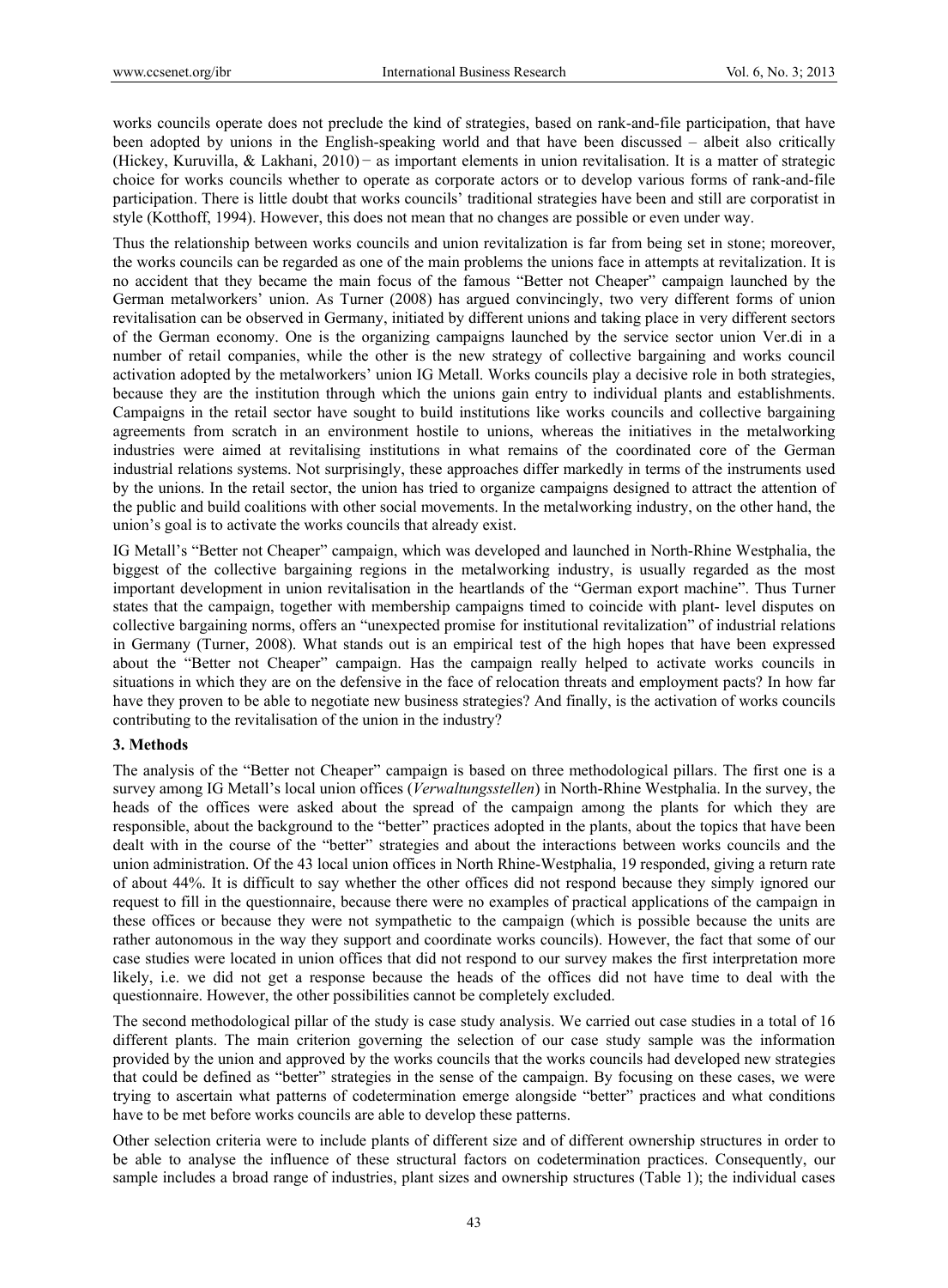works councils operate does not preclude the kind of strategies, based on rank-and-file participation, that have been adopted by unions in the English-speaking world and that have been discussed – albeit also critically (Hickey, Kuruvilla, & Lakhani, 2010) − as important elements in union revitalisation. It is a matter of strategic choice for works councils whether to operate as corporate actors or to develop various forms of rank-and-file participation. There is little doubt that works councils' traditional strategies have been and still are corporatist in style (Kotthoff, 1994). However, this does not mean that no changes are possible or even under way.

Thus the relationship between works councils and union revitalization is far from being set in stone; moreover, the works councils can be regarded as one of the main problems the unions face in attempts at revitalization. It is no accident that they became the main focus of the famous "Better not Cheaper" campaign launched by the German metalworkers' union. As Turner (2008) has argued convincingly, two very different forms of union revitalisation can be observed in Germany, initiated by different unions and taking place in very different sectors of the German economy. One is the organizing campaigns launched by the service sector union Ver.di in a number of retail companies, while the other is the new strategy of collective bargaining and works council activation adopted by the metalworkers' union IG Metall. Works councils play a decisive role in both strategies, because they are the institution through which the unions gain entry to individual plants and establishments. Campaigns in the retail sector have sought to build institutions like works councils and collective bargaining agreements from scratch in an environment hostile to unions, whereas the initiatives in the metalworking industries were aimed at revitalising institutions in what remains of the coordinated core of the German industrial relations systems. Not surprisingly, these approaches differ markedly in terms of the instruments used by the unions. In the retail sector, the union has tried to organize campaigns designed to attract the attention of the public and build coalitions with other social movements. In the metalworking industry, on the other hand, the union's goal is to activate the works councils that already exist.

IG Metall's "Better not Cheaper" campaign, which was developed and launched in North-Rhine Westphalia, the biggest of the collective bargaining regions in the metalworking industry, is usually regarded as the most important development in union revitalisation in the heartlands of the "German export machine". Thus Turner states that the campaign, together with membership campaigns timed to coincide with plant- level disputes on collective bargaining norms, offers an "unexpected promise for institutional revitalization" of industrial relations in Germany (Turner, 2008). What stands out is an empirical test of the high hopes that have been expressed about the "Better not Cheaper" campaign. Has the campaign really helped to activate works councils in situations in which they are on the defensive in the face of relocation threats and employment pacts? In how far have they proven to be able to negotiate new business strategies? And finally, is the activation of works councils contributing to the revitalisation of the union in the industry?

## 3. Methods

The analysis of the "Better not Cheaper" campaign is based on three methodological pillars. The first one is a survey among IG Metall's local union offices (*Verwaltungsstellen*) in North-Rhine Westphalia. In the survey, the heads of the offices were asked about the spread of the campaign among the plants for which they are responsible, about the background to the "better" practices adopted in the plants, about the topics that have been dealt with in the course of the "better" strategies and about the interactions between works councils and the union administration. Of the 43 local union offices in North Rhine-Westphalia, 19 responded, giving a return rate of about 44%. It is difficult to say whether the other offices did not respond because they simply ignored our request to fill in the questionnaire, because there were no examples of practical applications of the campaign in these offices or because they were not sympathetic to the campaign (which is possible because the units are rather autonomous in the way they support and coordinate works councils). However, the fact that some of our case studies were located in union offices that did not respond to our survey makes the first interpretation more likely, i.e. we did not get a response because the heads of the offices did not have time to deal with the questionnaire. However, the other possibilities cannot be completely excluded.

The second methodological pillar of the study is case study analysis. We carried out case studies in a total of 16 different plants. The main criterion governing the selection of our case study sample was the information provided by the union and approved by the works councils that the works councils had developed new strategies that could be defined as "better" strategies in the sense of the campaign. By focusing on these cases, we were trying to ascertain what patterns of codetermination emerge alongside "better" practices and what conditions have to be met before works councils are able to develop these patterns.

Other selection criteria were to include plants of different size and of different ownership structures in order to be able to analyse the influence of these structural factors on codetermination practices. Consequently, our sample includes a broad range of industries, plant sizes and ownership structures (Table 1); the individual cases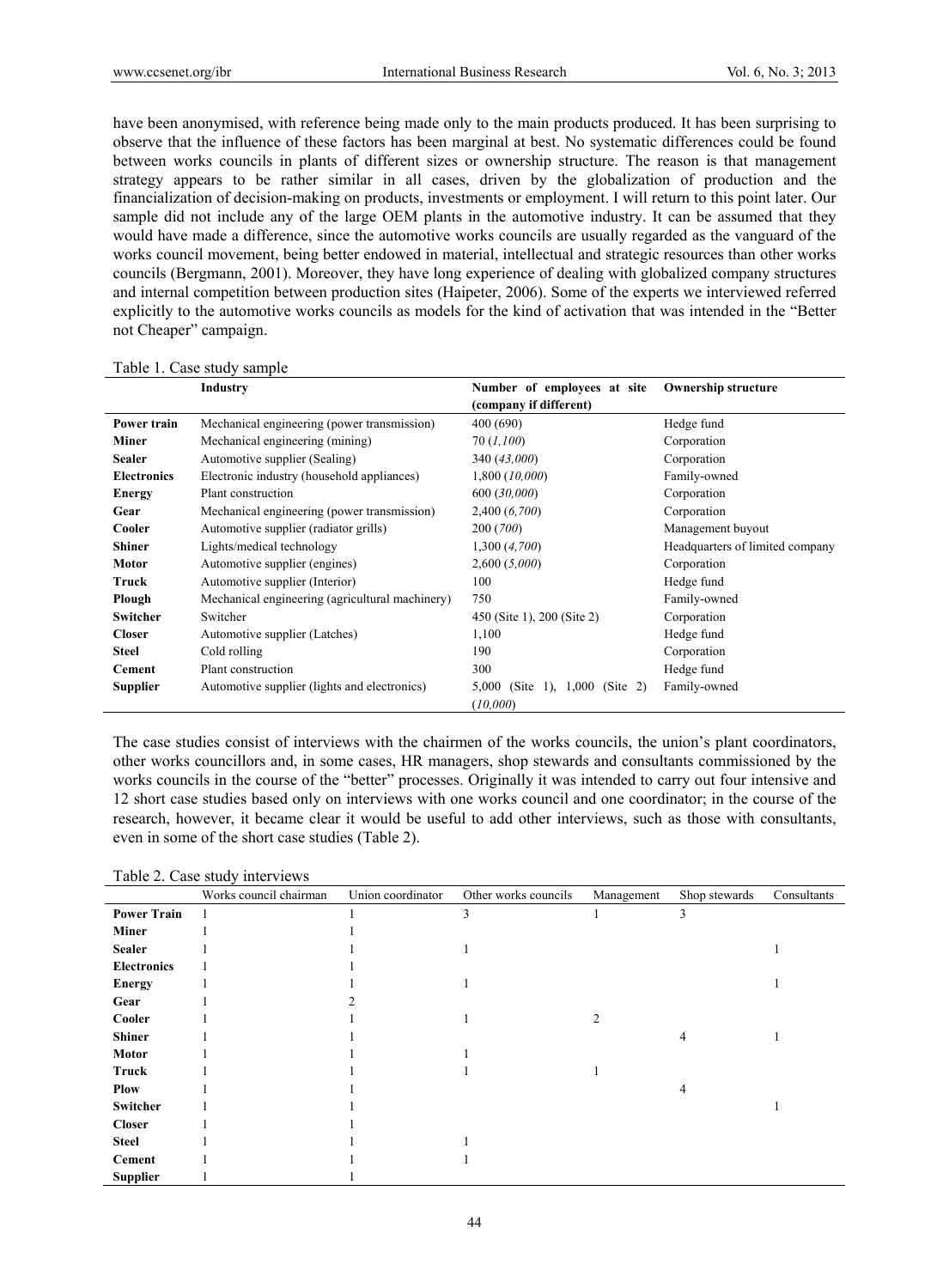have been anonymised, with reference being made only to the main products produced. It has been surprising to observe that the influence of these factors has been marginal at best. No systematic differences could be found between works councils in plants of different sizes or ownership structure. The reason is that management strategy appears to be rather similar in all cases, driven by the globalization of production and the financialization of decision-making on products, investments or employment. I will return to this point later. Our sample did not include any of the large OEM plants in the automotive industry. It can be assumed that they would have made a difference, since the automotive works councils are usually regarded as the vanguard of the works council movement, being better endowed in material, intellectual and strategic resources than other works councils (Bergmann, 2001). Moreover, they have long experience of dealing with globalized company structures and internal competition between production sites (Haipeter, 2006). Some of the experts we interviewed referred explicitly to the automotive works councils as models for the kind of activation that was intended in the "Better not Cheaper" campaign.

Table 1. Case study sample

| | Industry | Number of employees at site (company if different) | Ownership structure |
|---|---|---|---|
| **Power train** | Mechanical engineering (power transmission) | 400 (690) | Hedge fund |
| **Miner** | Mechanical engineering (mining) | 70 (*1,100*) | Corporation |
| **Sealer** | Automotive supplier (Sealing) | 340 (*43,000*) | Corporation |
| **Electronics** | Electronic industry (household appliances) | 1,800 (*10,000*) | Family-owned |
| **Energy** | Plant construction | 600 (*30,000*) | Corporation |
| **Gear** | Mechanical engineering (power transmission) | 2,400 (*6,700*) | Corporation |
| **Cooler** | Automotive supplier (radiator grills) | 200 (*700*) | Management buyout |
| **Shiner** | Lights/medical technology | 1,300 (*4,700*) | Headquarters of limited company |
| **Motor** | Automotive supplier (engines) | 2,600 (*5,000*) | Corporation |
| **Truck** | Automotive supplier (Interior) | 100 | Hedge fund |
| **Plough** | Mechanical engineering (agricultural machinery) | 750 | Family-owned |
| **Switcher** | Switcher | 450 (Site 1), 200 (Site 2) | Corporation |
| **Closer** | Automotive supplier (Latches) | 1,100 | Hedge fund |
| **Steel** | Cold rolling | 190 | Corporation |
| **Cement** | Plant construction | 300 | Hedge fund |
| **Supplier** | Automotive supplier (lights and electronics) | 5,000 (Site 1), 1,000 (Site 2) (*10,000*) | Family-owned |

The case studies consist of interviews with the chairmen of the works councils, the union's plant coordinators, other works councillors and, in some cases, HR managers, shop stewards and consultants commissioned by the works councils in the course of the "better" processes. Originally it was intended to carry out four intensive and 12 short case studies based only on interviews with one works council and one coordinator; in the course of the research, however, it became clear it would be useful to add other interviews, such as those with consultants, even in some of the short case studies (Table 2).

Table 2. Case study interviews

| | Works council chairman | Union coordinator | Other works councils | Management | Shop stewards | Consultants |
|---|---|---|---|---|---|---|
| **Power Train** | 1 | 1 | 3 | 1 | 3 | |
| **Miner** | 1 | 1 | | | | |
| **Sealer** | 1 | 1 | 1 | | | 1 |
| **Electronics** | 1 | 1 | | | | |
| **Energy** | 1 | 1 | 1 | | | 1 |
| **Gear** | 1 | 2 | | | | |
| **Cooler** | 1 | 1 | 1 | 2 | | |
| **Shiner** | 1 | 1 | | | 4 | 1 |
| **Motor** | 1 | 1 | 1 | | | |
| **Truck** | 1 | 1 | 1 | 1 | | |
| **Plow** | 1 | 1 | | | 4 | |
| **Switcher** | 1 | 1 | | | | 1 |
| **Closer** | 1 | 1 | | | | |
| **Steel** | 1 | 1 | 1 | | | |
| **Cement** | 1 | 1 | 1 | | | |
| **Supplier** | 1 | 1 | | | | |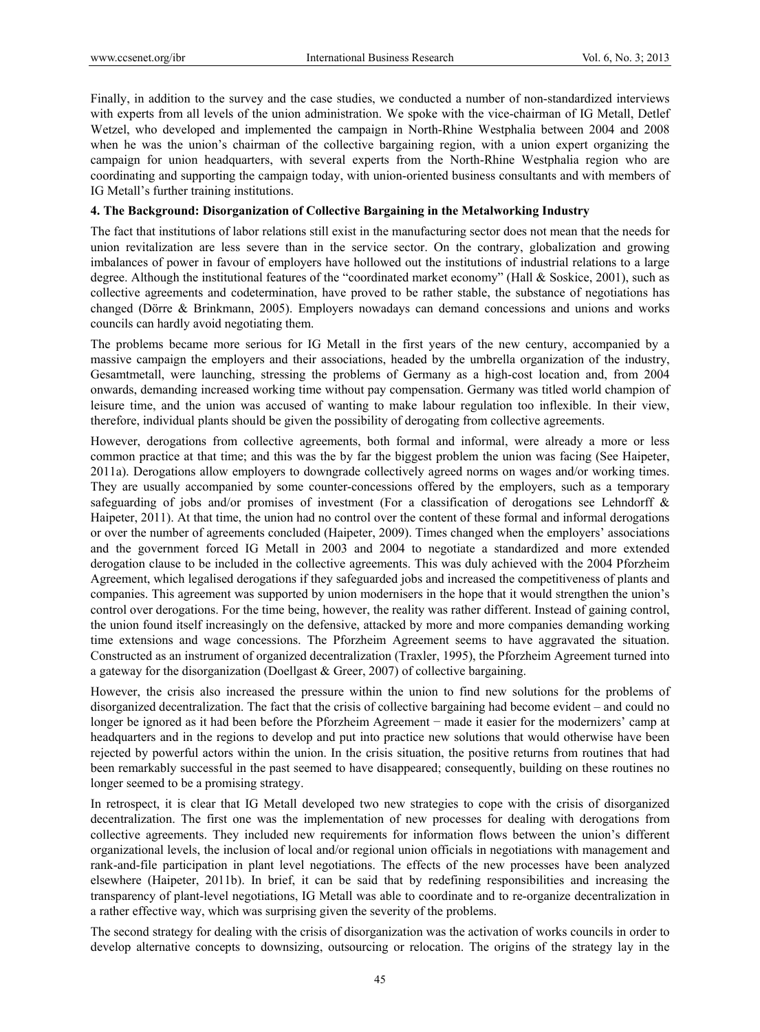Finally, in addition to the survey and the case studies, we conducted a number of non-standardized interviews with experts from all levels of the union administration. We spoke with the vice-chairman of IG Metall, Detlef Wetzel, who developed and implemented the campaign in North-Rhine Westphalia between 2004 and 2008 when he was the union's chairman of the collective bargaining region, with a union expert organizing the campaign for union headquarters, with several experts from the North-Rhine Westphalia region who are coordinating and supporting the campaign today, with union-oriented business consultants and with members of IG Metall's further training institutions.

## 4. The Background: Disorganization of Collective Bargaining in the Metalworking Industry

The fact that institutions of labor relations still exist in the manufacturing sector does not mean that the needs for union revitalization are less severe than in the service sector. On the contrary, globalization and growing imbalances of power in favour of employers have hollowed out the institutions of industrial relations to a large degree. Although the institutional features of the "coordinated market economy" (Hall & Soskice, 2001), such as collective agreements and codetermination, have proved to be rather stable, the substance of negotiations has changed (Dörre & Brinkmann, 2005). Employers nowadays can demand concessions and unions and works councils can hardly avoid negotiating them.

The problems became more serious for IG Metall in the first years of the new century, accompanied by a massive campaign the employers and their associations, headed by the umbrella organization of the industry, Gesamtmetall, were launching, stressing the problems of Germany as a high-cost location and, from 2004 onwards, demanding increased working time without pay compensation. Germany was titled world champion of leisure time, and the union was accused of wanting to make labour regulation too inflexible. In their view, therefore, individual plants should be given the possibility of derogating from collective agreements.

However, derogations from collective agreements, both formal and informal, were already a more or less common practice at that time; and this was the by far the biggest problem the union was facing (See Haipeter, 2011a). Derogations allow employers to downgrade collectively agreed norms on wages and/or working times. They are usually accompanied by some counter-concessions offered by the employers, such as a temporary safeguarding of jobs and/or promises of investment (For a classification of derogations see Lehndorff & Haipeter, 2011). At that time, the union had no control over the content of these formal and informal derogations or over the number of agreements concluded (Haipeter, 2009). Times changed when the employers' associations and the government forced IG Metall in 2003 and 2004 to negotiate a standardized and more extended derogation clause to be included in the collective agreements. This was duly achieved with the 2004 Pforzheim Agreement, which legalised derogations if they safeguarded jobs and increased the competitiveness of plants and companies. This agreement was supported by union modernisers in the hope that it would strengthen the union's control over derogations. For the time being, however, the reality was rather different. Instead of gaining control, the union found itself increasingly on the defensive, attacked by more and more companies demanding working time extensions and wage concessions. The Pforzheim Agreement seems to have aggravated the situation. Constructed as an instrument of organized decentralization (Traxler, 1995), the Pforzheim Agreement turned into a gateway for the disorganization (Doellgast & Greer, 2007) of collective bargaining.

However, the crisis also increased the pressure within the union to find new solutions for the problems of disorganized decentralization. The fact that the crisis of collective bargaining had become evident – and could no longer be ignored as it had been before the Pforzheim Agreement − made it easier for the modernizers' camp at headquarters and in the regions to develop and put into practice new solutions that would otherwise have been rejected by powerful actors within the union. In the crisis situation, the positive returns from routines that had been remarkably successful in the past seemed to have disappeared; consequently, building on these routines no longer seemed to be a promising strategy.

In retrospect, it is clear that IG Metall developed two new strategies to cope with the crisis of disorganized decentralization. The first one was the implementation of new processes for dealing with derogations from collective agreements. They included new requirements for information flows between the union's different organizational levels, the inclusion of local and/or regional union officials in negotiations with management and rank-and-file participation in plant level negotiations. The effects of the new processes have been analyzed elsewhere (Haipeter, 2011b). In brief, it can be said that by redefining responsibilities and increasing the transparency of plant-level negotiations, IG Metall was able to coordinate and to re-organize decentralization in a rather effective way, which was surprising given the severity of the problems.

The second strategy for dealing with the crisis of disorganization was the activation of works councils in order to develop alternative concepts to downsizing, outsourcing or relocation. The origins of the strategy lay in the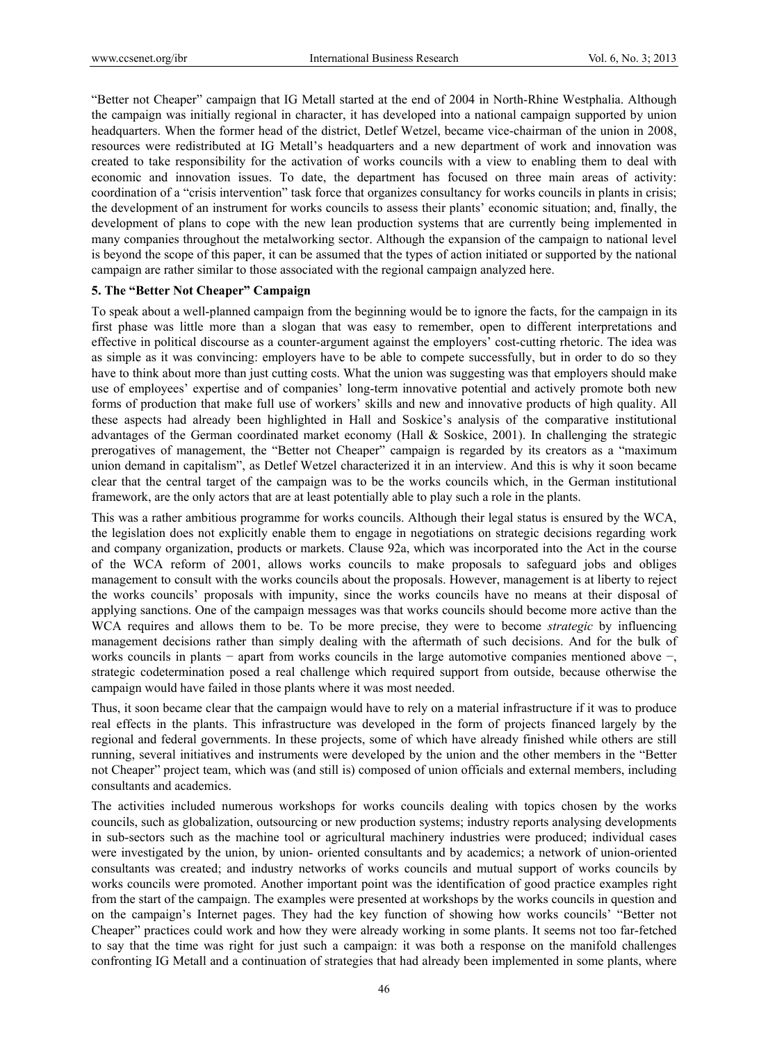"Better not Cheaper" campaign that IG Metall started at the end of 2004 in North-Rhine Westphalia. Although the campaign was initially regional in character, it has developed into a national campaign supported by union headquarters. When the former head of the district, Detlef Wetzel, became vice-chairman of the union in 2008, resources were redistributed at IG Metall's headquarters and a new department of work and innovation was created to take responsibility for the activation of works councils with a view to enabling them to deal with economic and innovation issues. To date, the department has focused on three main areas of activity: coordination of a "crisis intervention" task force that organizes consultancy for works councils in plants in crisis; the development of an instrument for works councils to assess their plants' economic situation; and, finally, the development of plans to cope with the new lean production systems that are currently being implemented in many companies throughout the metalworking sector. Although the expansion of the campaign to national level is beyond the scope of this paper, it can be assumed that the types of action initiated or supported by the national campaign are rather similar to those associated with the regional campaign analyzed here.

## 5. The "Better Not Cheaper" Campaign

To speak about a well-planned campaign from the beginning would be to ignore the facts, for the campaign in its first phase was little more than a slogan that was easy to remember, open to different interpretations and effective in political discourse as a counter-argument against the employers' cost-cutting rhetoric. The idea was as simple as it was convincing: employers have to be able to compete successfully, but in order to do so they have to think about more than just cutting costs. What the union was suggesting was that employers should make use of employees' expertise and of companies' long-term innovative potential and actively promote both new forms of production that make full use of workers' skills and new and innovative products of high quality. All these aspects had already been highlighted in Hall and Soskice's analysis of the comparative institutional advantages of the German coordinated market economy (Hall & Soskice, 2001). In challenging the strategic prerogatives of management, the "Better not Cheaper" campaign is regarded by its creators as a "maximum union demand in capitalism", as Detlef Wetzel characterized it in an interview. And this is why it soon became clear that the central target of the campaign was to be the works councils which, in the German institutional framework, are the only actors that are at least potentially able to play such a role in the plants.

This was a rather ambitious programme for works councils. Although their legal status is ensured by the WCA, the legislation does not explicitly enable them to engage in negotiations on strategic decisions regarding work and company organization, products or markets. Clause 92a, which was incorporated into the Act in the course of the WCA reform of 2001, allows works councils to make proposals to safeguard jobs and obliges management to consult with the works councils about the proposals. However, management is at liberty to reject the works councils' proposals with impunity, since the works councils have no means at their disposal of applying sanctions. One of the campaign messages was that works councils should become more active than the WCA requires and allows them to be. To be more precise, they were to become *strategic* by influencing management decisions rather than simply dealing with the aftermath of such decisions. And for the bulk of works councils in plants − apart from works councils in the large automotive companies mentioned above −, strategic codetermination posed a real challenge which required support from outside, because otherwise the campaign would have failed in those plants where it was most needed.

Thus, it soon became clear that the campaign would have to rely on a material infrastructure if it was to produce real effects in the plants. This infrastructure was developed in the form of projects financed largely by the regional and federal governments. In these projects, some of which have already finished while others are still running, several initiatives and instruments were developed by the union and the other members in the "Better not Cheaper" project team, which was (and still is) composed of union officials and external members, including consultants and academics.

The activities included numerous workshops for works councils dealing with topics chosen by the works councils, such as globalization, outsourcing or new production systems; industry reports analysing developments in sub-sectors such as the machine tool or agricultural machinery industries were produced; individual cases were investigated by the union, by union- oriented consultants and by academics; a network of union-oriented consultants was created; and industry networks of works councils and mutual support of works councils by works councils were promoted. Another important point was the identification of good practice examples right from the start of the campaign. The examples were presented at workshops by the works councils in question and on the campaign's Internet pages. They had the key function of showing how works councils' "Better not Cheaper" practices could work and how they were already working in some plants. It seems not too far-fetched to say that the time was right for just such a campaign: it was both a response on the manifold challenges confronting IG Metall and a continuation of strategies that had already been implemented in some plants, where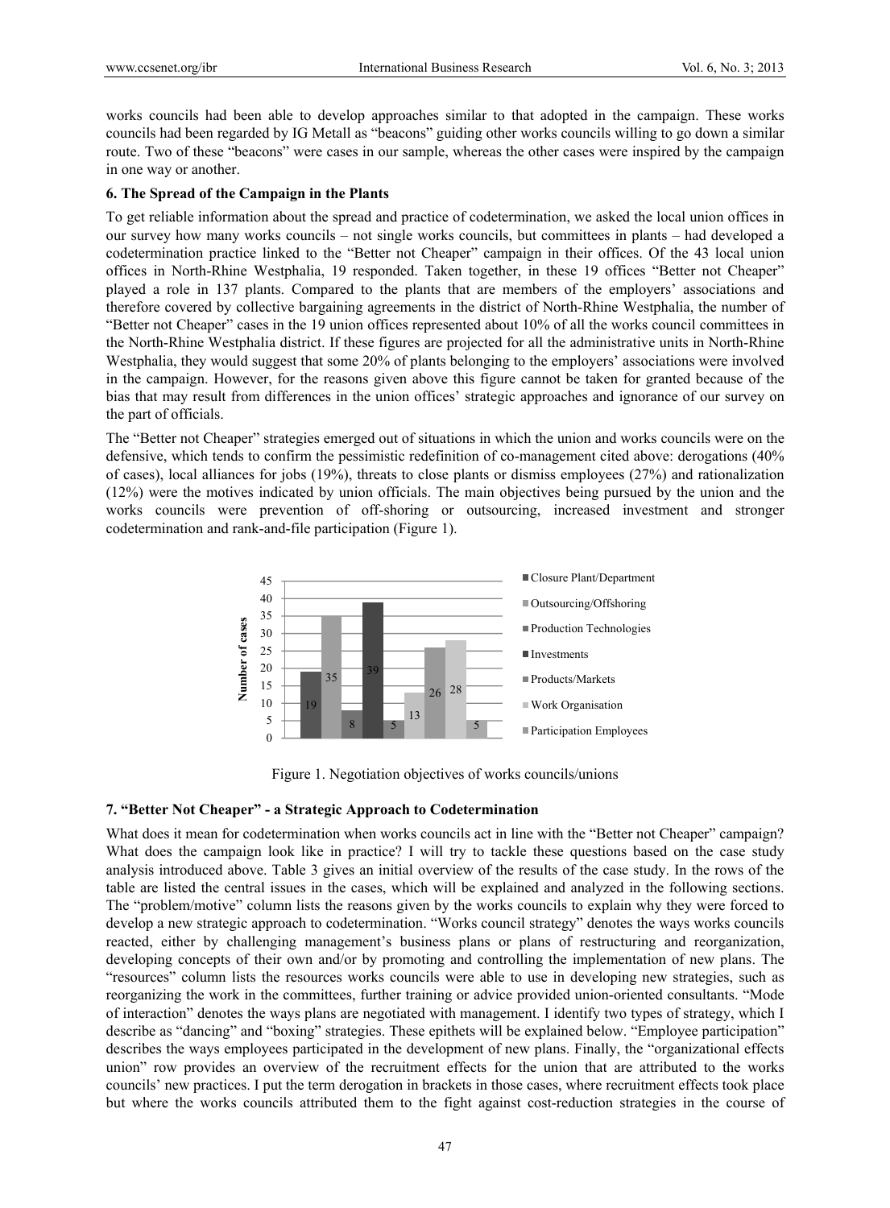works councils had been able to develop approaches similar to that adopted in the campaign. These works councils had been regarded by IG Metall as "beacons" guiding other works councils willing to go down a similar route. Two of these "beacons" were cases in our sample, whereas the other cases were inspired by the campaign in one way or another.

## 6. The Spread of the Campaign in the Plants

To get reliable information about the spread and practice of codetermination, we asked the local union offices in our survey how many works councils – not single works councils, but committees in plants – had developed a codetermination practice linked to the "Better not Cheaper" campaign in their offices. Of the 43 local union offices in North-Rhine Westphalia, 19 responded. Taken together, in these 19 offices "Better not Cheaper" played a role in 137 plants. Compared to the plants that are members of the employers' associations and therefore covered by collective bargaining agreements in the district of North-Rhine Westphalia, the number of "Better not Cheaper" cases in the 19 union offices represented about 10% of all the works council committees in the North-Rhine Westphalia district. If these figures are projected for all the administrative units in North-Rhine Westphalia, they would suggest that some 20% of plants belonging to the employers' associations were involved in the campaign. However, for the reasons given above this figure cannot be taken for granted because of the bias that may result from differences in the union offices' strategic approaches and ignorance of our survey on the part of officials.

The "Better not Cheaper" strategies emerged out of situations in which the union and works councils were on the defensive, which tends to confirm the pessimistic redefinition of co-management cited above: derogations (40% of cases), local alliances for jobs (19%), threats to close plants or dismiss employees (27%) and rationalization (12%) were the motives indicated by union officials. The main objectives being pursued by the union and the works councils were prevention of off-shoring or outsourcing, increased investment and stronger codetermination and rank-and-file participation (Figure 1).

| Negotiation objective | Number of cases |
|---|---|
| Closure Plant/Department | 19 |
| Outsourcing/Offshoring | 35 |
| Production Technologies | 8 |
| Investments | 39 |
| Products/Markets | 5 |
| Work Organisation | 13 |
| Participation Employees | 26 |
| Work Organisation | 28 |
| Participation Employees | 5 |

Figure 1. Negotiation objectives of works councils/unions

## 7. "Better Not Cheaper" - a Strategic Approach to Codetermination

What does it mean for codetermination when works councils act in line with the "Better not Cheaper" campaign? What does the campaign look like in practice? I will try to tackle these questions based on the case study analysis introduced above. Table 3 gives an initial overview of the results of the case study. In the rows of the table are listed the central issues in the cases, which will be explained and analyzed in the following sections. The "problem/motive" column lists the reasons given by the works councils to explain why they were forced to develop a new strategic approach to codetermination. "Works council strategy" denotes the ways works councils reacted, either by challenging management's business plans or plans of restructuring and reorganization, developing concepts of their own and/or by promoting and controlling the implementation of new plans. The "resources" column lists the resources works councils were able to use in developing new strategies, such as reorganizing the work in the committees, further training or advice provided union-oriented consultants. "Mode of interaction" denotes the ways plans are negotiated with management. I identify two types of strategy, which I describe as "dancing" and "boxing" strategies. These epithets will be explained below. "Employee participation" describes the ways employees participated in the development of new plans. Finally, the "organizational effects union" row provides an overview of the recruitment effects for the union that are attributed to the works councils' new practices. I put the term derogation in brackets in those cases, where recruitment effects took place but where the works councils attributed them to the fight against cost-reduction strategies in the course of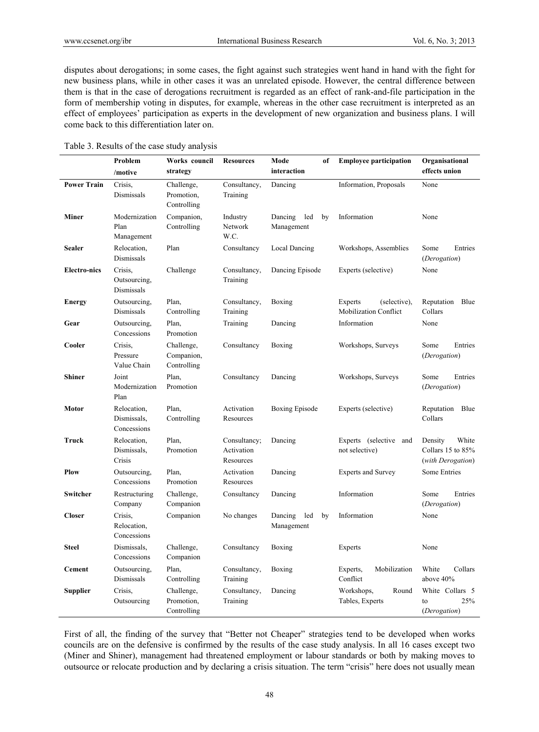disputes about derogations; in some cases, the fight against such strategies went hand in hand with the fight for new business plans, while in other cases it was an unrelated episode. However, the central difference between them is that in the case of derogations recruitment is regarded as an effect of rank-and-file participation in the form of membership voting in disputes, for example, whereas in the other case recruitment is interpreted as an effect of employees' participation as experts in the development of new organization and business plans. I will come back to this differentiation later on.

Table 3. Results of the case study analysis

| | Problem /motive | Works council strategy | Resources | Mode of interaction | Employee participation | Organisational effects union |
|---|---|---|---|---|---|---|
| **Power Train** | Crisis, Dismissals | Challenge, Promotion, Controlling | Consultancy, Training | Dancing | Information, Proposals | None |
| **Miner** | Modernization Plan Management | Companion, Controlling | Industry Network W.C. | Dancing led by Management | Information | None |
| **Sealer** | Relocation, Dismissals | Plan | Consultancy | Local Dancing | Workshops, Assemblies | Some Entries (*Derogation*) |
| **Electro-nics** | Crisis, Outsourcing, Dismissals | Challenge | Consultancy, Training | Dancing Episode | Experts (selective) | None |
| **Energy** | Outsourcing, Dismissals | Plan, Controlling | Consultancy, Training | Boxing | Experts (selective), Mobilization Conflict | Reputation Blue Collars |
| **Gear** | Outsourcing, Concessions | Plan, Promotion | Training | Dancing | Information | None |
| **Cooler** | Crisis, Pressure Value Chain | Challenge, Companion, Controlling | Consultancy | Boxing | Workshops, Surveys | Some Entries (*Derogation*) |
| **Shiner** | Joint Modernization Plan | Plan, Promotion | Consultancy | Dancing | Workshops, Surveys | Some Entries (*Derogation*) |
| **Motor** | Relocation, Dismissals, Concessions | Plan, Controlling | Activation Resources | Boxing Episode | Experts (selective) | Reputation Blue Collars |
| **Truck** | Relocation, Dismissals, Crisis | Plan, Promotion | Consultancy; Activation Resources | Dancing | Experts (selective and not selective) | Density White Collars 15 to 85% (*with Derogation*) |
| **Plow** | Outsourcing, Concessions | Plan, Promotion | Activation Resources | Dancing | Experts and Survey | Some Entries |
| **Switcher** | Restructuring Company | Challenge, Companion | Consultancy | Dancing | Information | Some Entries (*Derogation*) |
| **Closer** | Crisis, Relocation, Concessions | Companion | No changes | Dancing led by Management | Information | None |
| **Steel** | Dismissals, Concessions | Challenge, Companion | Consultancy | Boxing | Experts | None |
| **Cement** | Outsourcing, Dismissals | Plan, Controlling | Consultancy, Training | Boxing | Experts, Mobilization Conflict | White Collars above 40% |
| **Supplier** | Crisis, Outsourcing | Challenge, Promotion, Controlling | Consultancy, Training | Dancing | Workshops, Round Tables, Experts | White Collars 5 to 25% (*Derogation*) |

First of all, the finding of the survey that "Better not Cheaper" strategies tend to be developed when works councils are on the defensive is confirmed by the results of the case study analysis. In all 16 cases except two (Miner and Shiner), management had threatened employment or labour standards or both by making moves to outsource or relocate production and by declaring a crisis situation. The term "crisis" here does not usually mean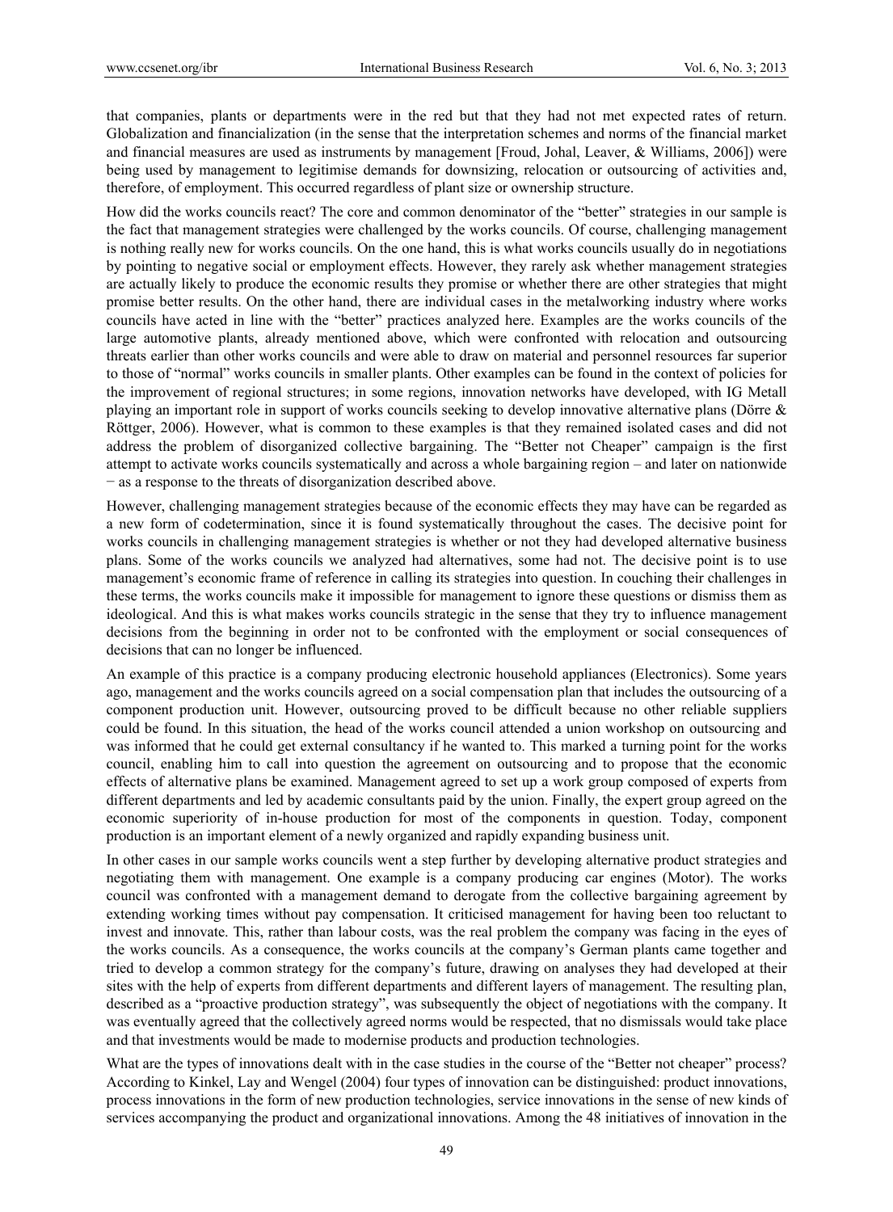that companies, plants or departments were in the red but that they had not met expected rates of return. Globalization and financialization (in the sense that the interpretation schemes and norms of the financial market and financial measures are used as instruments by management [Froud, Johal, Leaver, & Williams, 2006]) were being used by management to legitimise demands for downsizing, relocation or outsourcing of activities and, therefore, of employment. This occurred regardless of plant size or ownership structure.

How did the works councils react? The core and common denominator of the "better" strategies in our sample is the fact that management strategies were challenged by the works councils. Of course, challenging management is nothing really new for works councils. On the one hand, this is what works councils usually do in negotiations by pointing to negative social or employment effects. However, they rarely ask whether management strategies are actually likely to produce the economic results they promise or whether there are other strategies that might promise better results. On the other hand, there are individual cases in the metalworking industry where works councils have acted in line with the "better" practices analyzed here. Examples are the works councils of the large automotive plants, already mentioned above, which were confronted with relocation and outsourcing threats earlier than other works councils and were able to draw on material and personnel resources far superior to those of "normal" works councils in smaller plants. Other examples can be found in the context of policies for the improvement of regional structures; in some regions, innovation networks have developed, with IG Metall playing an important role in support of works councils seeking to develop innovative alternative plans (Dörre & Röttger, 2006). However, what is common to these examples is that they remained isolated cases and did not address the problem of disorganized collective bargaining. The "Better not Cheaper" campaign is the first attempt to activate works councils systematically and across a whole bargaining region – and later on nationwide − as a response to the threats of disorganization described above.

However, challenging management strategies because of the economic effects they may have can be regarded as a new form of codetermination, since it is found systematically throughout the cases. The decisive point for works councils in challenging management strategies is whether or not they had developed alternative business plans. Some of the works councils we analyzed had alternatives, some had not. The decisive point is to use management's economic frame of reference in calling its strategies into question. In couching their challenges in these terms, the works councils make it impossible for management to ignore these questions or dismiss them as ideological. And this is what makes works councils strategic in the sense that they try to influence management decisions from the beginning in order not to be confronted with the employment or social consequences of decisions that can no longer be influenced.

An example of this practice is a company producing electronic household appliances (Electronics). Some years ago, management and the works councils agreed on a social compensation plan that includes the outsourcing of a component production unit. However, outsourcing proved to be difficult because no other reliable suppliers could be found. In this situation, the head of the works council attended a union workshop on outsourcing and was informed that he could get external consultancy if he wanted to. This marked a turning point for the works council, enabling him to call into question the agreement on outsourcing and to propose that the economic effects of alternative plans be examined. Management agreed to set up a work group composed of experts from different departments and led by academic consultants paid by the union. Finally, the expert group agreed on the economic superiority of in-house production for most of the components in question. Today, component production is an important element of a newly organized and rapidly expanding business unit.

In other cases in our sample works councils went a step further by developing alternative product strategies and negotiating them with management. One example is a company producing car engines (Motor). The works council was confronted with a management demand to derogate from the collective bargaining agreement by extending working times without pay compensation. It criticised management for having been too reluctant to invest and innovate. This, rather than labour costs, was the real problem the company was facing in the eyes of the works councils. As a consequence, the works councils at the company's German plants came together and tried to develop a common strategy for the company's future, drawing on analyses they had developed at their sites with the help of experts from different departments and different layers of management. The resulting plan, described as a "proactive production strategy", was subsequently the object of negotiations with the company. It was eventually agreed that the collectively agreed norms would be respected, that no dismissals would take place and that investments would be made to modernise products and production technologies.

What are the types of innovations dealt with in the case studies in the course of the "Better not cheaper" process? According to Kinkel, Lay and Wengel (2004) four types of innovation can be distinguished: product innovations, process innovations in the form of new production technologies, service innovations in the sense of new kinds of services accompanying the product and organizational innovations. Among the 48 initiatives of innovation in the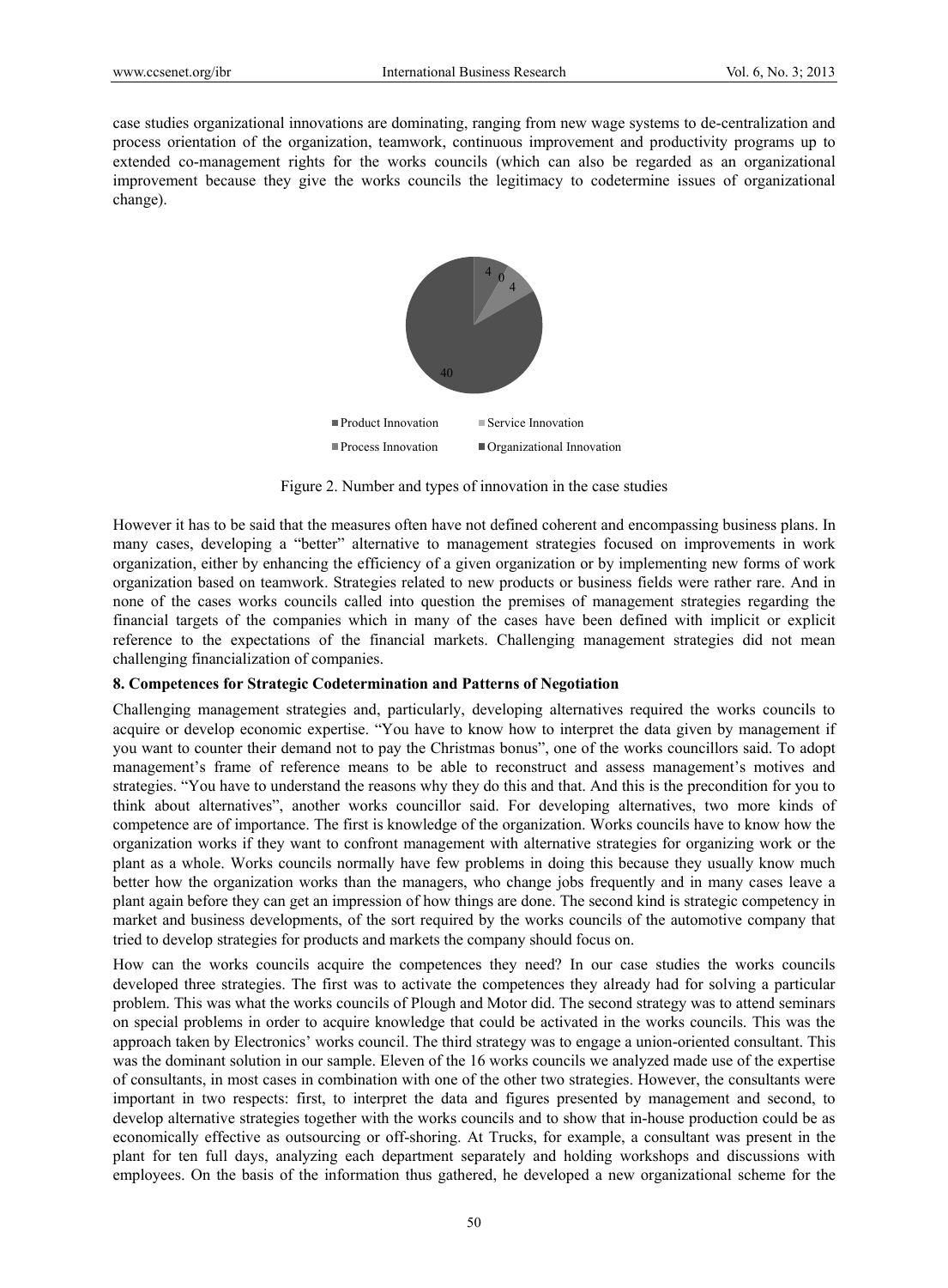case studies organizational innovations are dominating, ranging from new wage systems to de-centralization and process orientation of the organization, teamwork, continuous improvement and productivity programs up to extended co-management rights for the works councils (which can also be regarded as an organizational improvement because they give the works councils the legitimacy to codetermine issues of organizational change).

Figure 2. Number and types of innovation in the case studies

However it has to be said that the measures often have not defined coherent and encompassing business plans. In many cases, developing a "better" alternative to management strategies focused on improvements in work organization, either by enhancing the efficiency of a given organization or by implementing new forms of work organization based on teamwork. Strategies related to new products or business fields were rather rare. And in none of the cases works councils called into question the premises of management strategies regarding the financial targets of the companies which in many of the cases have been defined with implicit or explicit reference to the expectations of the financial markets. Challenging management strategies did not mean challenging financialization of companies.

## 8. Competences for Strategic Codetermination and Patterns of Negotiation

Challenging management strategies and, particularly, developing alternatives required the works councils to acquire or develop economic expertise. "You have to know how to interpret the data given by management if you want to counter their demand not to pay the Christmas bonus", one of the works councillors said. To adopt management's frame of reference means to be able to reconstruct and assess management's motives and strategies. "You have to understand the reasons why they do this and that. And this is the precondition for you to think about alternatives", another works councillor said. For developing alternatives, two more kinds of competence are of importance. The first is knowledge of the organization. Works councils have to know how the organization works if they want to confront management with alternative strategies for organizing work or the plant as a whole. Works councils normally have few problems in doing this because they usually know much better how the organization works than the managers, who change jobs frequently and in many cases leave a plant again before they can get an impression of how things are done. The second kind is strategic competency in market and business developments, of the sort required by the works councils of the automotive company that tried to develop strategies for products and markets the company should focus on.

How can the works councils acquire the competences they need? In our case studies the works councils developed three strategies. The first was to activate the competences they already had for solving a particular problem. This was what the works councils of Plough and Motor did. The second strategy was to attend seminars on special problems in order to acquire knowledge that could be activated in the works councils. This was the approach taken by Electronics' works council. The third strategy was to engage a union-oriented consultant. This was the dominant solution in our sample. Eleven of the 16 works councils we analyzed made use of the expertise of consultants, in most cases in combination with one of the other two strategies. However, the consultants were important in two respects: first, to interpret the data and figures presented by management and second, to develop alternative strategies together with the works councils and to show that in-house production could be as economically effective as outsourcing or off-shoring. At Trucks, for example, a consultant was present in the plant for ten full days, analyzing each department separately and holding workshops and discussions with employees. On the basis of the information thus gathered, he developed a new organizational scheme for the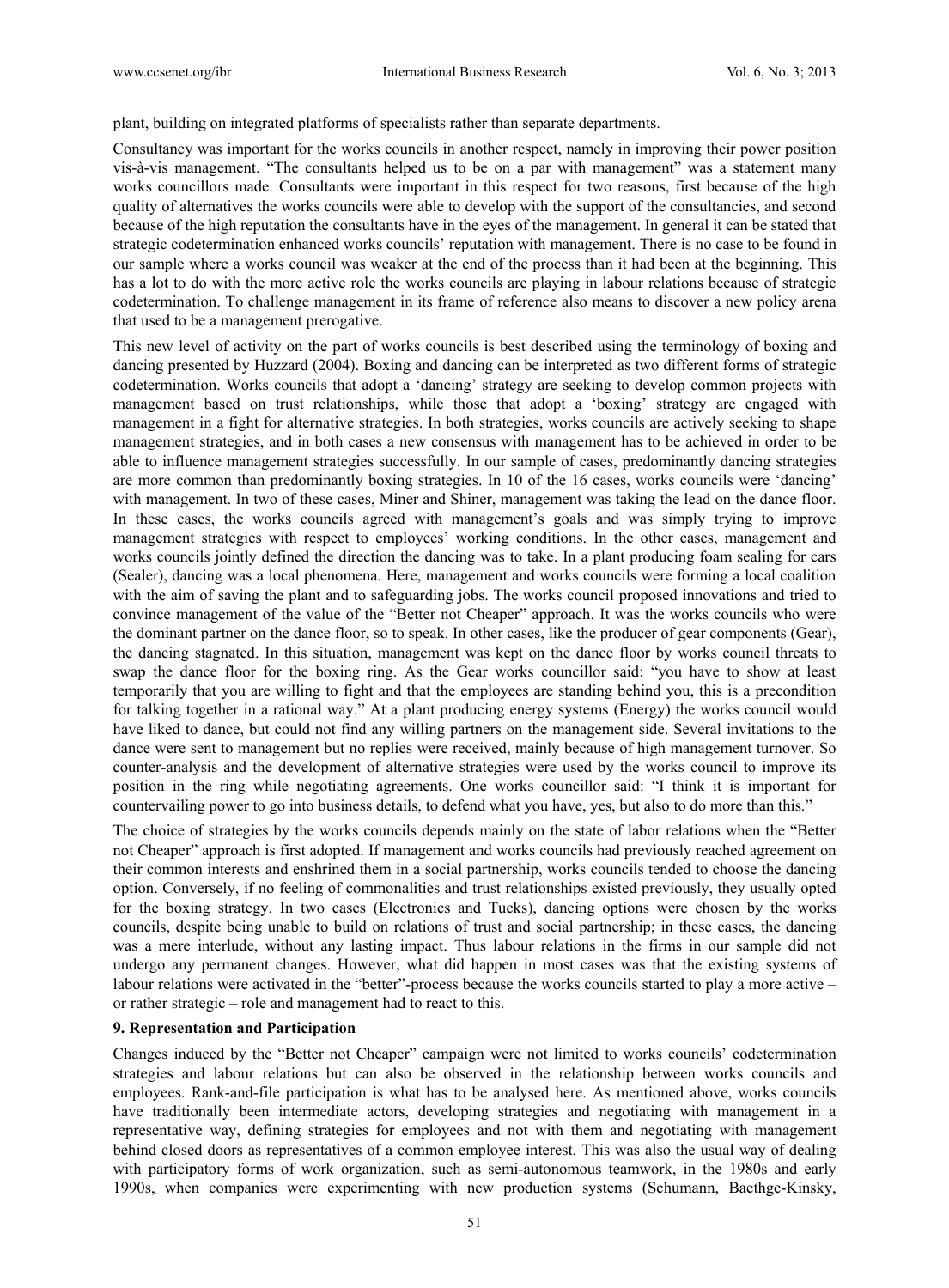plant, building on integrated platforms of specialists rather than separate departments.

Consultancy was important for the works councils in another respect, namely in improving their power position vis-à-vis management. "The consultants helped us to be on a par with management" was a statement many works councillors made. Consultants were important in this respect for two reasons, first because of the high quality of alternatives the works councils were able to develop with the support of the consultancies, and second because of the high reputation the consultants have in the eyes of the management. In general it can be stated that strategic codetermination enhanced works councils' reputation with management. There is no case to be found in our sample where a works council was weaker at the end of the process than it had been at the beginning. This has a lot to do with the more active role the works councils are playing in labour relations because of strategic codetermination. To challenge management in its frame of reference also means to discover a new policy arena that used to be a management prerogative.

This new level of activity on the part of works councils is best described using the terminology of boxing and dancing presented by Huzzard (2004). Boxing and dancing can be interpreted as two different forms of strategic codetermination. Works councils that adopt a 'dancing' strategy are seeking to develop common projects with management based on trust relationships, while those that adopt a 'boxing' strategy are engaged with management in a fight for alternative strategies. In both strategies, works councils are actively seeking to shape management strategies, and in both cases a new consensus with management has to be achieved in order to be able to influence management strategies successfully. In our sample of cases, predominantly dancing strategies are more common than predominantly boxing strategies. In 10 of the 16 cases, works councils were 'dancing' with management. In two of these cases, Miner and Shiner, management was taking the lead on the dance floor. In these cases, the works councils agreed with management's goals and was simply trying to improve management strategies with respect to employees' working conditions. In the other cases, management and works councils jointly defined the direction the dancing was to take. In a plant producing foam sealing for cars (Sealer), dancing was a local phenomena. Here, management and works councils were forming a local coalition with the aim of saving the plant and to safeguarding jobs. The works council proposed innovations and tried to convince management of the value of the "Better not Cheaper" approach. It was the works councils who were the dominant partner on the dance floor, so to speak. In other cases, like the producer of gear components (Gear), the dancing stagnated. In this situation, management was kept on the dance floor by works council threats to swap the dance floor for the boxing ring. As the Gear works councillor said: "you have to show at least temporarily that you are willing to fight and that the employees are standing behind you, this is a precondition for talking together in a rational way." At a plant producing energy systems (Energy) the works council would have liked to dance, but could not find any willing partners on the management side. Several invitations to the dance were sent to management but no replies were received, mainly because of high management turnover. So counter-analysis and the development of alternative strategies were used by the works council to improve its position in the ring while negotiating agreements. One works councillor said: "I think it is important for countervailing power to go into business details, to defend what you have, yes, but also to do more than this."

The choice of strategies by the works councils depends mainly on the state of labor relations when the "Better not Cheaper" approach is first adopted. If management and works councils had previously reached agreement on their common interests and enshrined them in a social partnership, works councils tended to choose the dancing option. Conversely, if no feeling of commonalities and trust relationships existed previously, they usually opted for the boxing strategy. In two cases (Electronics and Tucks), dancing options were chosen by the works councils, despite being unable to build on relations of trust and social partnership; in these cases, the dancing was a mere interlude, without any lasting impact. Thus labour relations in the firms in our sample did not undergo any permanent changes. However, what did happen in most cases was that the existing systems of labour relations were activated in the "better"-process because the works councils started to play a more active – or rather strategic – role and management had to react to this.

## 9. Representation and Participation

Changes induced by the "Better not Cheaper" campaign were not limited to works councils' codetermination strategies and labour relations but can also be observed in the relationship between works councils and employees. Rank-and-file participation is what has to be analysed here. As mentioned above, works councils have traditionally been intermediate actors, developing strategies and negotiating with management in a representative way, defining strategies for employees and not with them and negotiating with management behind closed doors as representatives of a common employee interest. This was also the usual way of dealing with participatory forms of work organization, such as semi-autonomous teamwork, in the 1980s and early 1990s, when companies were experimenting with new production systems (Schumann, Baethge-Kinsky,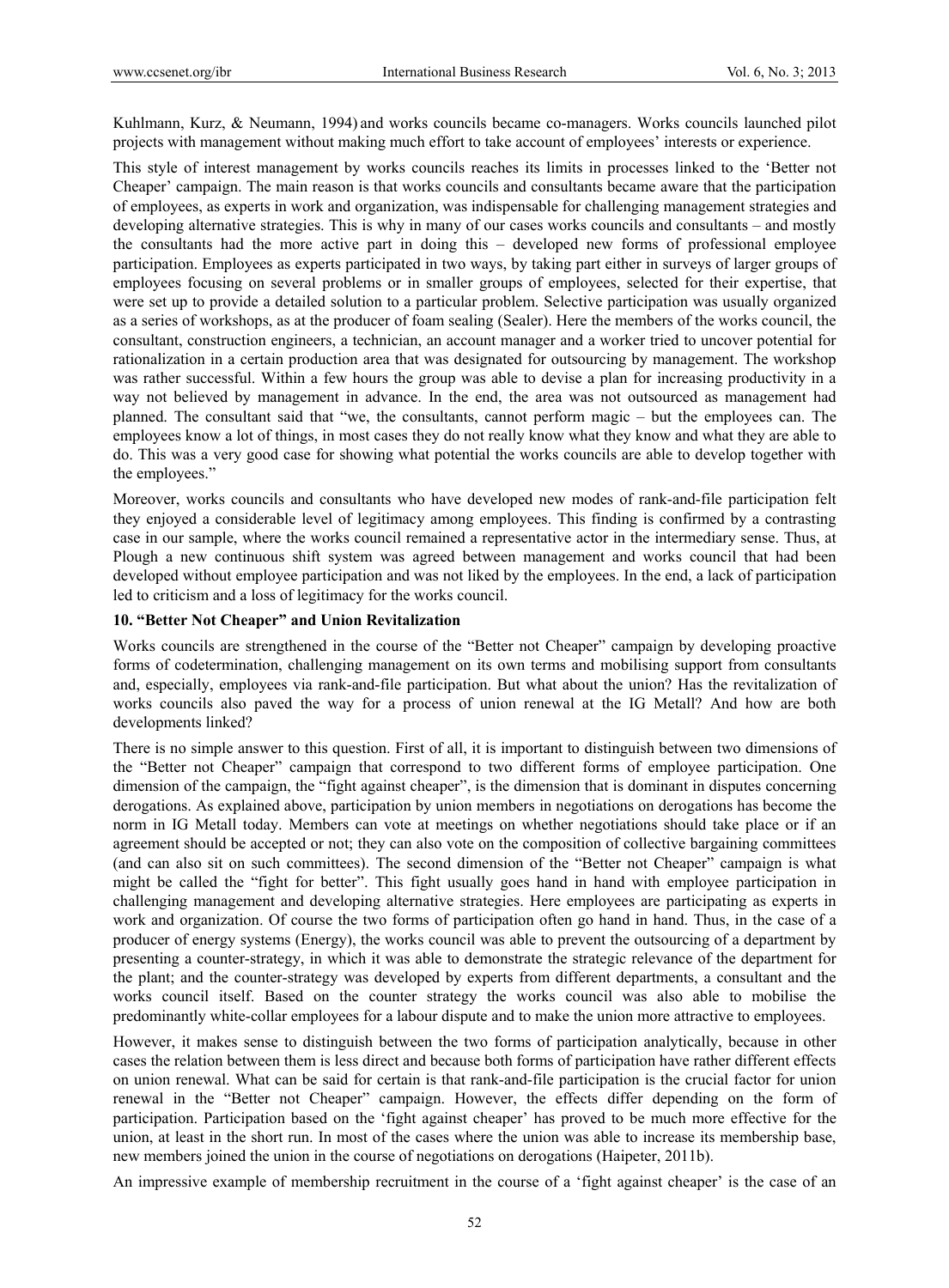Kuhlmann, Kurz, & Neumann, 1994) and works councils became co-managers. Works councils launched pilot projects with management without making much effort to take account of employees' interests or experience.

This style of interest management by works councils reaches its limits in processes linked to the 'Better not Cheaper' campaign. The main reason is that works councils and consultants became aware that the participation of employees, as experts in work and organization, was indispensable for challenging management strategies and developing alternative strategies. This is why in many of our cases works councils and consultants – and mostly the consultants had the more active part in doing this – developed new forms of professional employee participation. Employees as experts participated in two ways, by taking part either in surveys of larger groups of employees focusing on several problems or in smaller groups of employees, selected for their expertise, that were set up to provide a detailed solution to a particular problem. Selective participation was usually organized as a series of workshops, as at the producer of foam sealing (Sealer). Here the members of the works council, the consultant, construction engineers, a technician, an account manager and a worker tried to uncover potential for rationalization in a certain production area that was designated for outsourcing by management. The workshop was rather successful. Within a few hours the group was able to devise a plan for increasing productivity in a way not believed by management in advance. In the end, the area was not outsourced as management had planned. The consultant said that "we, the consultants, cannot perform magic – but the employees can. The employees know a lot of things, in most cases they do not really know what they know and what they are able to do. This was a very good case for showing what potential the works councils are able to develop together with the employees."

Moreover, works councils and consultants who have developed new modes of rank-and-file participation felt they enjoyed a considerable level of legitimacy among employees. This finding is confirmed by a contrasting case in our sample, where the works council remained a representative actor in the intermediary sense. Thus, at Plough a new continuous shift system was agreed between management and works council that had been developed without employee participation and was not liked by the employees. In the end, a lack of participation led to criticism and a loss of legitimacy for the works council.

## 10. "Better Not Cheaper" and Union Revitalization

Works councils are strengthened in the course of the "Better not Cheaper" campaign by developing proactive forms of codetermination, challenging management on its own terms and mobilising support from consultants and, especially, employees via rank-and-file participation. But what about the union? Has the revitalization of works councils also paved the way for a process of union renewal at the IG Metall? And how are both developments linked?

There is no simple answer to this question. First of all, it is important to distinguish between two dimensions of the "Better not Cheaper" campaign that correspond to two different forms of employee participation. One dimension of the campaign, the "fight against cheaper", is the dimension that is dominant in disputes concerning derogations. As explained above, participation by union members in negotiations on derogations has become the norm in IG Metall today. Members can vote at meetings on whether negotiations should take place or if an agreement should be accepted or not; they can also vote on the composition of collective bargaining committees (and can also sit on such committees). The second dimension of the "Better not Cheaper" campaign is what might be called the "fight for better". This fight usually goes hand in hand with employee participation in challenging management and developing alternative strategies. Here employees are participating as experts in work and organization. Of course the two forms of participation often go hand in hand. Thus, in the case of a producer of energy systems (Energy), the works council was able to prevent the outsourcing of a department by presenting a counter-strategy, in which it was able to demonstrate the strategic relevance of the department for the plant; and the counter-strategy was developed by experts from different departments, a consultant and the works council itself. Based on the counter strategy the works council was also able to mobilise the predominantly white-collar employees for a labour dispute and to make the union more attractive to employees.

However, it makes sense to distinguish between the two forms of participation analytically, because in other cases the relation between them is less direct and because both forms of participation have rather different effects on union renewal. What can be said for certain is that rank-and-file participation is the crucial factor for union renewal in the "Better not Cheaper" campaign. However, the effects differ depending on the form of participation. Participation based on the 'fight against cheaper' has proved to be much more effective for the union, at least in the short run. In most of the cases where the union was able to increase its membership base, new members joined the union in the course of negotiations on derogations (Haipeter, 2011b).

An impressive example of membership recruitment in the course of a 'fight against cheaper' is the case of an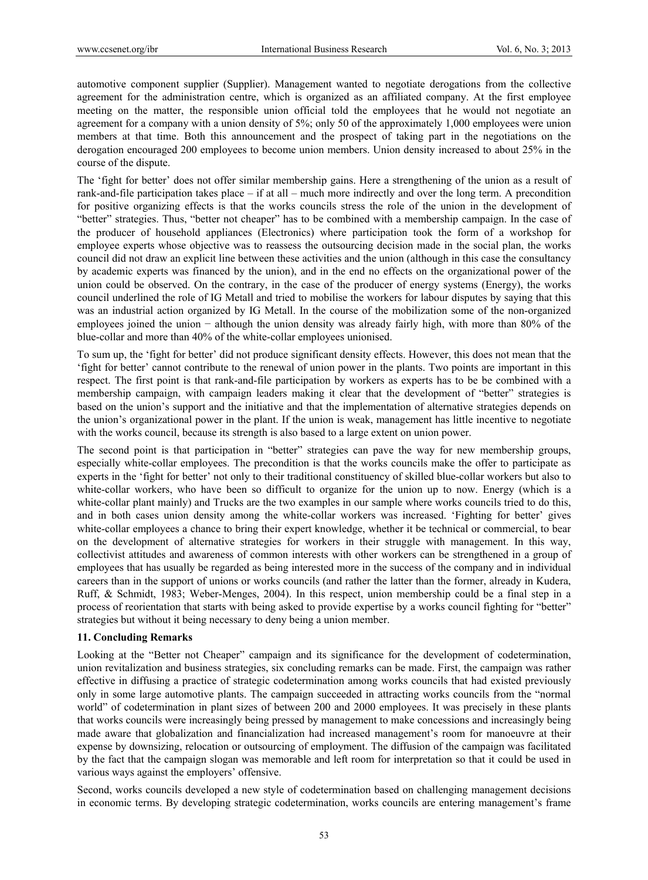automotive component supplier (Supplier). Management wanted to negotiate derogations from the collective agreement for the administration centre, which is organized as an affiliated company. At the first employee meeting on the matter, the responsible union official told the employees that he would not negotiate an agreement for a company with a union density of 5%; only 50 of the approximately 1,000 employees were union members at that time. Both this announcement and the prospect of taking part in the negotiations on the derogation encouraged 200 employees to become union members. Union density increased to about 25% in the course of the dispute.

The 'fight for better' does not offer similar membership gains. Here a strengthening of the union as a result of rank-and-file participation takes place – if at all – much more indirectly and over the long term. A precondition for positive organizing effects is that the works councils stress the role of the union in the development of "better" strategies. Thus, "better not cheaper" has to be combined with a membership campaign. In the case of the producer of household appliances (Electronics) where participation took the form of a workshop for employee experts whose objective was to reassess the outsourcing decision made in the social plan, the works council did not draw an explicit line between these activities and the union (although in this case the consultancy by academic experts was financed by the union), and in the end no effects on the organizational power of the union could be observed. On the contrary, in the case of the producer of energy systems (Energy), the works council underlined the role of IG Metall and tried to mobilise the workers for labour disputes by saying that this was an industrial action organized by IG Metall. In the course of the mobilization some of the non-organized employees joined the union − although the union density was already fairly high, with more than 80% of the blue-collar and more than 40% of the white-collar employees unionised.

To sum up, the 'fight for better' did not produce significant density effects. However, this does not mean that the 'fight for better' cannot contribute to the renewal of union power in the plants. Two points are important in this respect. The first point is that rank-and-file participation by workers as experts has to be combined with a membership campaign, with campaign leaders making it clear that the development of "better" strategies is based on the union's support and the initiative and that the implementation of alternative strategies depends on the union's organizational power in the plant. If the union is weak, management has little incentive to negotiate with the works council, because its strength is also based to a large extent on union power.

The second point is that participation in "better" strategies can pave the way for new membership groups, especially white-collar employees. The precondition is that the works councils make the offer to participate as experts in the 'fight for better' not only to their traditional constituency of skilled blue-collar workers but also to white-collar workers, who have been so difficult to organize for the union up to now. Energy (which is a white-collar plant mainly) and Trucks are the two examples in our sample where works councils tried to do this, and in both cases union density among the white-collar workers was increased. 'Fighting for better' gives white-collar employees a chance to bring their expert knowledge, whether it be technical or commercial, to bear on the development of alternative strategies for workers in their struggle with management. In this way, collectivist attitudes and awareness of common interests with other workers can be strengthened in a group of employees that has usually be regarded as being interested more in the success of the company and in individual careers than in the support of unions or works councils (and rather the latter than the former, already in Kudera, Ruff, & Schmidt, 1983; Weber-Menges, 2004). In this respect, union membership could be a final step in a process of reorientation that starts with being asked to provide expertise by a works council fighting for "better" strategies but without it being necessary to deny being a union member.

## 11. Concluding Remarks

Looking at the "Better not Cheaper" campaign and its significance for the development of codetermination, union revitalization and business strategies, six concluding remarks can be made. First, the campaign was rather effective in diffusing a practice of strategic codetermination among works councils that had existed previously only in some large automotive plants. The campaign succeeded in attracting works councils from the "normal world" of codetermination in plant sizes of between 200 and 2000 employees. It was precisely in these plants that works councils were increasingly being pressed by management to make concessions and increasingly being made aware that globalization and financialization had increased management's room for manoeuvre at their expense by downsizing, relocation or outsourcing of employment. The diffusion of the campaign was facilitated by the fact that the campaign slogan was memorable and left room for interpretation so that it could be used in various ways against the employers' offensive.

Second, works councils developed a new style of codetermination based on challenging management decisions in economic terms. By developing strategic codetermination, works councils are entering management's frame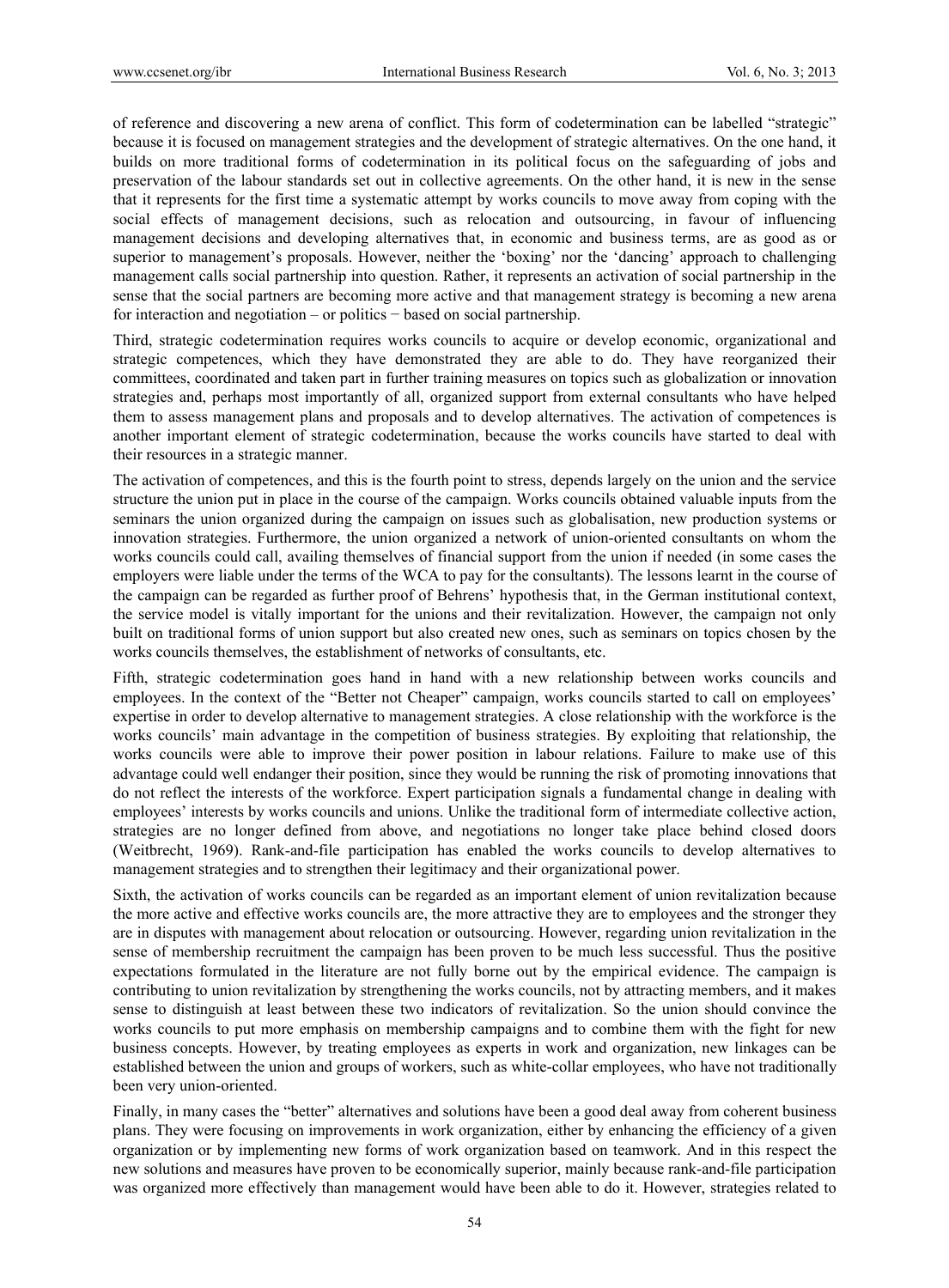of reference and discovering a new arena of conflict. This form of codetermination can be labelled "strategic" because it is focused on management strategies and the development of strategic alternatives. On the one hand, it builds on more traditional forms of codetermination in its political focus on the safeguarding of jobs and preservation of the labour standards set out in collective agreements. On the other hand, it is new in the sense that it represents for the first time a systematic attempt by works councils to move away from coping with the social effects of management decisions, such as relocation and outsourcing, in favour of influencing management decisions and developing alternatives that, in economic and business terms, are as good as or superior to management's proposals. However, neither the 'boxing' nor the 'dancing' approach to challenging management calls social partnership into question. Rather, it represents an activation of social partnership in the sense that the social partners are becoming more active and that management strategy is becoming a new arena for interaction and negotiation – or politics − based on social partnership.

Third, strategic codetermination requires works councils to acquire or develop economic, organizational and strategic competences, which they have demonstrated they are able to do. They have reorganized their committees, coordinated and taken part in further training measures on topics such as globalization or innovation strategies and, perhaps most importantly of all, organized support from external consultants who have helped them to assess management plans and proposals and to develop alternatives. The activation of competences is another important element of strategic codetermination, because the works councils have started to deal with their resources in a strategic manner.

The activation of competences, and this is the fourth point to stress, depends largely on the union and the service structure the union put in place in the course of the campaign. Works councils obtained valuable inputs from the seminars the union organized during the campaign on issues such as globalisation, new production systems or innovation strategies. Furthermore, the union organized a network of union-oriented consultants on whom the works councils could call, availing themselves of financial support from the union if needed (in some cases the employers were liable under the terms of the WCA to pay for the consultants). The lessons learnt in the course of the campaign can be regarded as further proof of Behrens' hypothesis that, in the German institutional context, the service model is vitally important for the unions and their revitalization. However, the campaign not only built on traditional forms of union support but also created new ones, such as seminars on topics chosen by the works councils themselves, the establishment of networks of consultants, etc.

Fifth, strategic codetermination goes hand in hand with a new relationship between works councils and employees. In the context of the "Better not Cheaper" campaign, works councils started to call on employees' expertise in order to develop alternative to management strategies. A close relationship with the workforce is the works councils' main advantage in the competition of business strategies. By exploiting that relationship, the works councils were able to improve their power position in labour relations. Failure to make use of this advantage could well endanger their position, since they would be running the risk of promoting innovations that do not reflect the interests of the workforce. Expert participation signals a fundamental change in dealing with employees' interests by works councils and unions. Unlike the traditional form of intermediate collective action, strategies are no longer defined from above, and negotiations no longer take place behind closed doors (Weitbrecht, 1969). Rank-and-file participation has enabled the works councils to develop alternatives to management strategies and to strengthen their legitimacy and their organizational power.

Sixth, the activation of works councils can be regarded as an important element of union revitalization because the more active and effective works councils are, the more attractive they are to employees and the stronger they are in disputes with management about relocation or outsourcing. However, regarding union revitalization in the sense of membership recruitment the campaign has been proven to be much less successful. Thus the positive expectations formulated in the literature are not fully borne out by the empirical evidence. The campaign is contributing to union revitalization by strengthening the works councils, not by attracting members, and it makes sense to distinguish at least between these two indicators of revitalization. So the union should convince the works councils to put more emphasis on membership campaigns and to combine them with the fight for new business concepts. However, by treating employees as experts in work and organization, new linkages can be established between the union and groups of workers, such as white-collar employees, who have not traditionally been very union-oriented.

Finally, in many cases the "better" alternatives and solutions have been a good deal away from coherent business plans. They were focusing on improvements in work organization, either by enhancing the efficiency of a given organization or by implementing new forms of work organization based on teamwork. And in this respect the new solutions and measures have proven to be economically superior, mainly because rank-and-file participation was organized more effectively than management would have been able to do it. However, strategies related to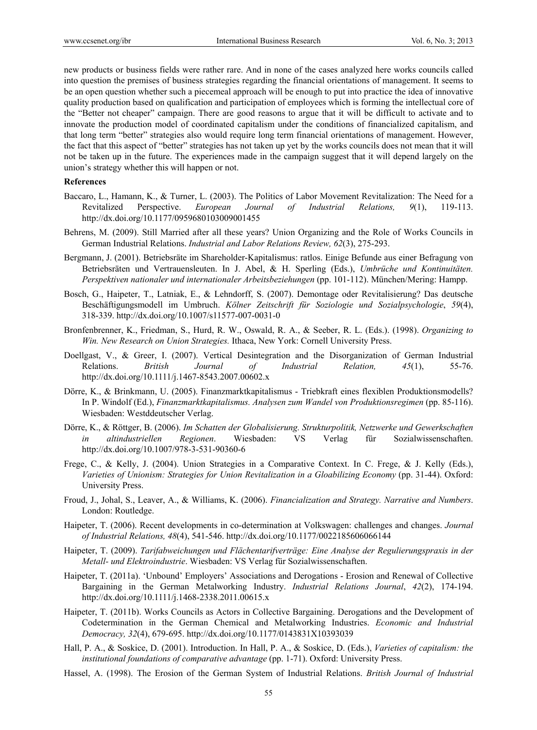new products or business fields were rather rare. And in none of the cases analyzed here works councils called into question the premises of business strategies regarding the financial orientations of management. It seems to be an open question whether such a piecemeal approach will be enough to put into practice the idea of innovative quality production based on qualification and participation of employees which is forming the intellectual core of the "Better not cheaper" campaign. There are good reasons to argue that it will be difficult to activate and to innovate the production model of coordinated capitalism under the conditions of financialized capitalism, and that long term "better" strategies also would require long term financial orientations of management. However, the fact that this aspect of "better" strategies has not taken up yet by the works councils does not mean that it will not be taken up in the future. The experiences made in the campaign suggest that it will depend largely on the union's strategy whether this will happen or not.

**References**

Baccaro, L., Hamann, K., & Turner, L. (2003). The Politics of Labor Movement Revitalization: The Need for a Revitalized Perspective. *European Journal of Industrial Relations, 9*(1), 119-113. http://dx.doi.org/10.1177/0959680103009001455

Behrens, M. (2009). Still Married after all these years? Union Organizing and the Role of Works Councils in German Industrial Relations. *Industrial and Labor Relations Review, 62*(3), 275-293.

Bergmann, J. (2001). Betriebsräte im Shareholder-Kapitalismus: ratlos. Einige Befunde aus einer Befragung von Betriebsräten und Vertrauensleuten. In J. Abel, & H. Sperling (Eds.), *Umbrüche und Kontinuitäten. Perspektiven nationaler und internationaler Arbeitsbeziehungen* (pp. 101-112). München/Mering: Hampp.

Bosch, G., Haipeter, T., Latniak, E., & Lehndorff, S. (2007). Demontage oder Revitalisierung? Das deutsche Beschäftigungsmodell im Umbruch. *Kölner Zeitschrift für Soziologie und Sozialpsychologie*, *59*(4), 318-339. http://dx.doi.org/10.1007/s11577-007-0031-0

Bronfenbrenner, K., Friedman, S., Hurd, R. W., Oswald, R. A., & Seeber, R. L. (Eds.). (1998). *Organizing to Win. New Research on Union Strategies.* Ithaca, New York: Cornell University Press.

Doellgast, V., & Greer, I. (2007). Vertical Desintegration and the Disorganization of German Industrial Relations. *British Journal of Industrial Relation, 45*(1), 55-76. http://dx.doi.org/10.1111/j.1467-8543.2007.00602.x

Dörre, K., & Brinkmann, U. (2005). Finanzmarktkapitalismus - Triebkraft eines flexiblen Produktionsmodells? In P. Windolf (Ed.), *Finanzmarktkapitalismus. Analysen zum Wandel von Produktionsregimen* (pp. 85-116). Wiesbaden: Westddeutscher Verlag.

Dörre, K., & Röttger, B. (2006). *Im Schatten der Globalisierung. Strukturpolitik, Netzwerke und Gewerkschaften in altindustriellen Regionen*. Wiesbaden: VS Verlag für Sozialwissenschaften. http://dx.doi.org/10.1007/978-3-531-90360-6

Frege, C., & Kelly, J. (2004). Union Strategies in a Comparative Context. In C. Frege, & J. Kelly (Eds.), *Varieties of Unionism: Strategies for Union Revitalization in a Gloabilizing Economy* (pp. 31-44). Oxford: University Press.

Froud, J., Johal, S., Leaver, A., & Williams, K. (2006). *Financialization and Strategy. Narrative and Numbers*. London: Routledge.

Haipeter, T. (2006). Recent developments in co-determination at Volkswagen: challenges and changes. *Journal of Industrial Relations, 48*(4), 541-546. http://dx.doi.org/10.1177/0022185606066144

Haipeter, T. (2009). *Tarifabweichungen und Flächentarifverträge: Eine Analyse der Regulierungspraxis in der Metall- und Elektroindustrie*. Wiesbaden: VS Verlag für Sozialwissenschaften.

Haipeter, T. (2011a). 'Unbound' Employers' Associations and Derogations - Erosion and Renewal of Collective Bargaining in the German Metalworking Industry. *Industrial Relations Journal*, *42*(2), 174-194. http://dx.doi.org/10.1111/j.1468-2338.2011.00615.x

Haipeter, T. (2011b). Works Councils as Actors in Collective Bargaining. Derogations and the Development of Codetermination in the German Chemical and Metalworking Industries. *Economic and Industrial Democracy, 32*(4), 679-695. http://dx.doi.org/10.1177/0143831X10393039

Hall, P. A., & Soskice, D. (2001). Introduction. In Hall, P. A., & Soskice, D. (Eds.), *Varieties of capitalism: the institutional foundations of comparative advantage* (pp. 1-71). Oxford: University Press.

Hassel, A. (1998). The Erosion of the German System of Industrial Relations. *British Journal of Industrial*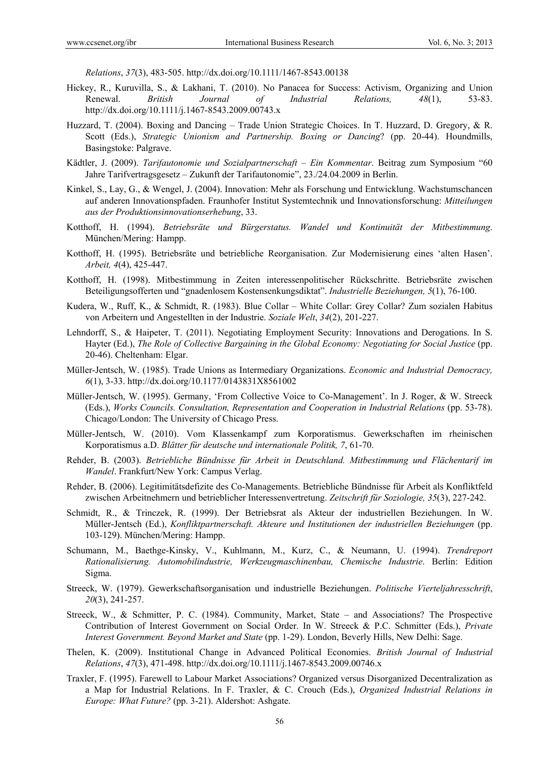*Relations*, *37*(3), 483-505. http://dx.doi.org/10.1111/1467-8543.00138

Hickey, R., Kuruvilla, S., & Lakhani, T. (2010). No Panacea for Success: Activism, Organizing and Union Renewal. *British Journal of Industrial Relations, 48*(1), 53-83. http://dx.doi.org/10.1111/j.1467-8543.2009.00743.x

Huzzard, T. (2004). Boxing and Dancing – Trade Union Strategic Choices. In T. Huzzard, D. Gregory, & R. Scott (Eds.), *Strategic Unionism and Partnership. Boxing or Dancing*? (pp. 20-44). Houndmills, Basingstoke: Palgrave.

Kädtler, J. (2009). *Tarifautonomie und Sozialpartnerschaft – Ein Kommentar*. Beitrag zum Symposium "60 Jahre Tarifvertragsgesetz – Zukunft der Tarifautonomie", 23./24.04.2009 in Berlin.

Kinkel, S., Lay, G., & Wengel, J. (2004). Innovation: Mehr als Forschung und Entwicklung. Wachstumschancen auf anderen Innovationspfaden. Fraunhofer Institut Systemtechnik und Innovationsforschung: *Mitteilungen aus der Produktionsinnovationserhebung*, 33.

Kotthoff, H. (1994). *Betriebsräte und Bürgerstatus. Wandel und Kontinuität der Mitbestimmung*. München/Mering: Hampp.

Kotthoff, H. (1995). Betriebsräte und betriebliche Reorganisation. Zur Modernisierung eines 'alten Hasen'. *Arbeit, 4*(4), 425-447.

Kotthoff, H. (1998). Mitbestimmung in Zeiten interessenpolitischer Rückschritte. Betriebsräte zwischen Beteiligungsofferten und "gnadenlosem Kostensenkungsdiktat". *Industrielle Beziehungen, 5*(1), 76-100.

Kudera, W., Ruff, K., & Schmidt, R. (1983). Blue Collar – White Collar: Grey Collar? Zum sozialen Habitus von Arbeitern und Angestellten in der Industrie. *Soziale Welt*, *34*(2), 201-227.

Lehndorff, S., & Haipeter, T. (2011). Negotiating Employment Security: Innovations and Derogations. In S. Hayter (Ed.), *The Role of Collective Bargaining in the Global Economy: Negotiating for Social Justice* (pp. 20-46). Cheltenham: Elgar.

Müller-Jentsch, W. (1985). Trade Unions as Intermediary Organizations. *Economic and Industrial Democracy, 6*(1), 3-33. http://dx.doi.org/10.1177/0143831X8561002

Müller-Jentsch, W. (1995). Germany, 'From Collective Voice to Co-Management'. In J. Roger, & W. Streeck (Eds.), *Works Councils. Consultation, Representation and Cooperation in Industrial Relations* (pp. 53-78). Chicago/London: The University of Chicago Press.

Müller-Jentsch, W. (2010). Vom Klassenkampf zum Korporatismus. Gewerkschaften im rheinischen Korporatismus a.D. *Blätter für deutsche und internationale Politik, 7*, 61-70.

Rehder, B. (2003). *Betriebliche Bündnisse für Arbeit in Deutschland. Mitbestimmung und Flächentarif im Wandel*. Frankfurt/New York: Campus Verlag.

Rehder, B. (2006). Legitimitätsdefizite des Co-Managements. Betriebliche Bündnisse für Arbeit als Konfliktfeld zwischen Arbeitnehmern und betrieblicher Interessenvertretung. *Zeitschrift für Soziologie, 35*(3), 227-242.

Schmidt, R., & Trinczek, R. (1999). Der Betriebsrat als Akteur der industriellen Beziehungen. In W. Müller-Jentsch (Ed.), *Konfliktpartnerschaft. Akteure und Institutionen der industriellen Beziehungen* (pp. 103-129). München/Mering: Hampp.

Schumann, M., Baethge-Kinsky, V., Kuhlmann, M., Kurz, C., & Neumann, U. (1994). *Trendreport Rationalisierung. Automobilindustrie, Werkzeugmaschinenbau, Chemische Industrie*. Berlin: Edition Sigma.

Streeck, W. (1979). Gewerkschaftsorganisation und industrielle Beziehungen. *Politische Vierteljahresschrift*, *20*(3), 241-257.

Streeck, W., & Schmitter, P. C. (1984). Community, Market, State – and Associations? The Prospective Contribution of Interest Government on Social Order. In W. Streeck & P.C. Schmitter (Eds.), *Private Interest Government. Beyond Market and State* (pp. 1-29). London, Beverly Hills, New Delhi: Sage.

Thelen, K. (2009). Institutional Change in Advanced Political Economies. *British Journal of Industrial Relations*, *47*(3), 471-498. http://dx.doi.org/10.1111/j.1467-8543.2009.00746.x

Traxler, F. (1995). Farewell to Labour Market Associations? Organized versus Disorganized Decentralization as a Map for Industrial Relations. In F. Traxler, & C. Crouch (Eds.), *Organized Industrial Relations in Europe: What Future?* (pp. 3-21). Aldershot: Ashgate.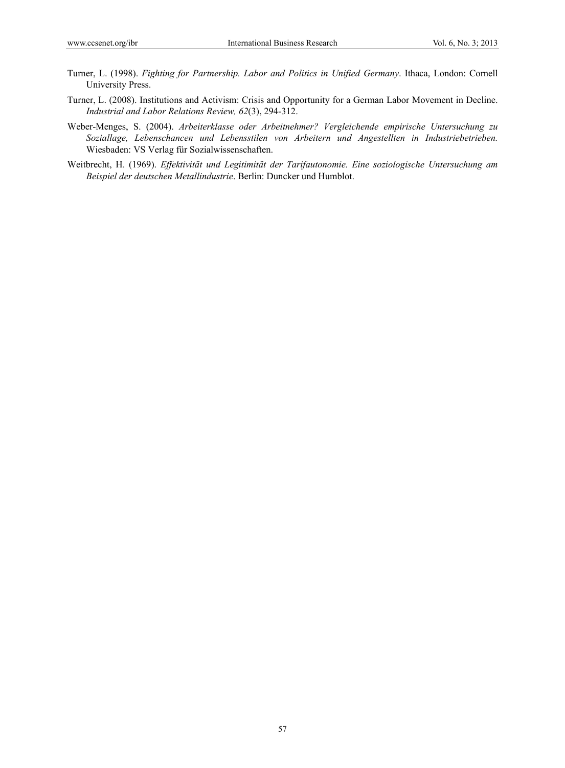Turner, L. (1998). *Fighting for Partnership. Labor and Politics in Unified Germany*. Ithaca, London: Cornell University Press.

Turner, L. (2008). Institutions and Activism: Crisis and Opportunity for a German Labor Movement in Decline. *Industrial and Labor Relations Review, 62*(3), 294-312.

Weber-Menges, S. (2004). *Arbeiterklasse oder Arbeitnehmer? Vergleichende empirische Untersuchung zu Soziallage, Lebenschancen und Lebensstilen von Arbeitern und Angestellten in Industriebetrieben.* Wiesbaden: VS Verlag für Sozialwissenschaften.

Weitbrecht, H. (1969). *Effektivität und Legitimität der Tarifautonomie. Eine soziologische Untersuchung am Beispiel der deutschen Metallindustrie*. Berlin: Duncker und Humblot.